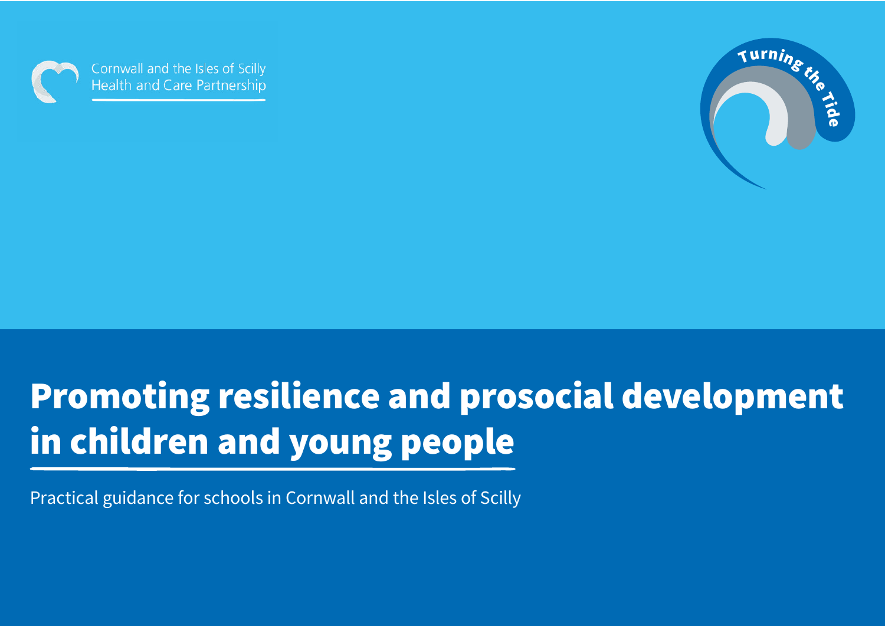Cornwall and the Isles of Scilly Health and Care Partnership

Turning the Tide

# Promoting resilience and prosocial development in children and young people

Practical guidance for schools in Cornwall and the Isles of Scilly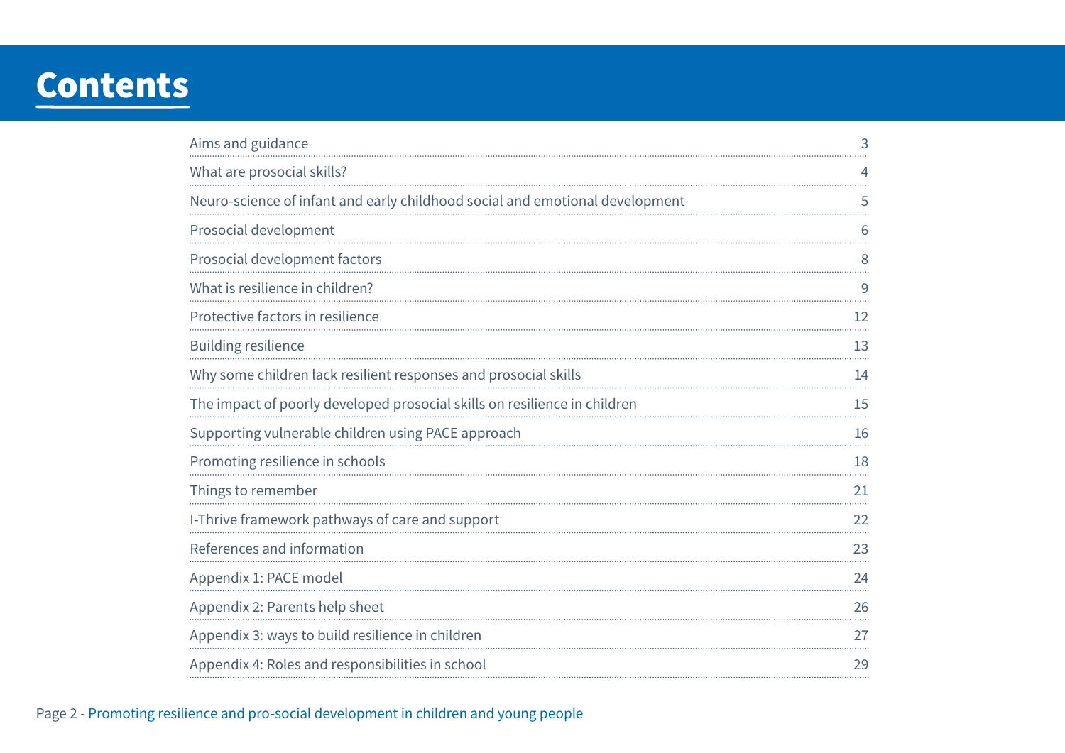# Contents

| | |
|---|---|
| Aims and guidance | 3 |
| What are prosocial skills? | 4 |
| Neuro-science of infant and early childhood social and emotional development | 5 |
| Prosocial development | 6 |
| Prosocial development factors | 8 |
| What is resilience in children? | 9 |
| Protective factors in resilience | 12 |
| Building resilience | 13 |
| Why some children lack resilient responses and prosocial skills | 14 |
| The impact of poorly developed prosocial skills on resilience in children | 15 |
| Supporting vulnerable children using PACE approach | 16 |
| Promoting resilience in schools | 18 |
| Things to remember | 21 |
| I-Thrive framework pathways of care and support | 22 |
| References and information | 23 |
| Appendix 1: PACE model | 24 |
| Appendix 2: Parents help sheet | 26 |
| Appendix 3: ways to build resilience in children | 27 |
| Appendix 4: Roles and responsibilities in school | 29 |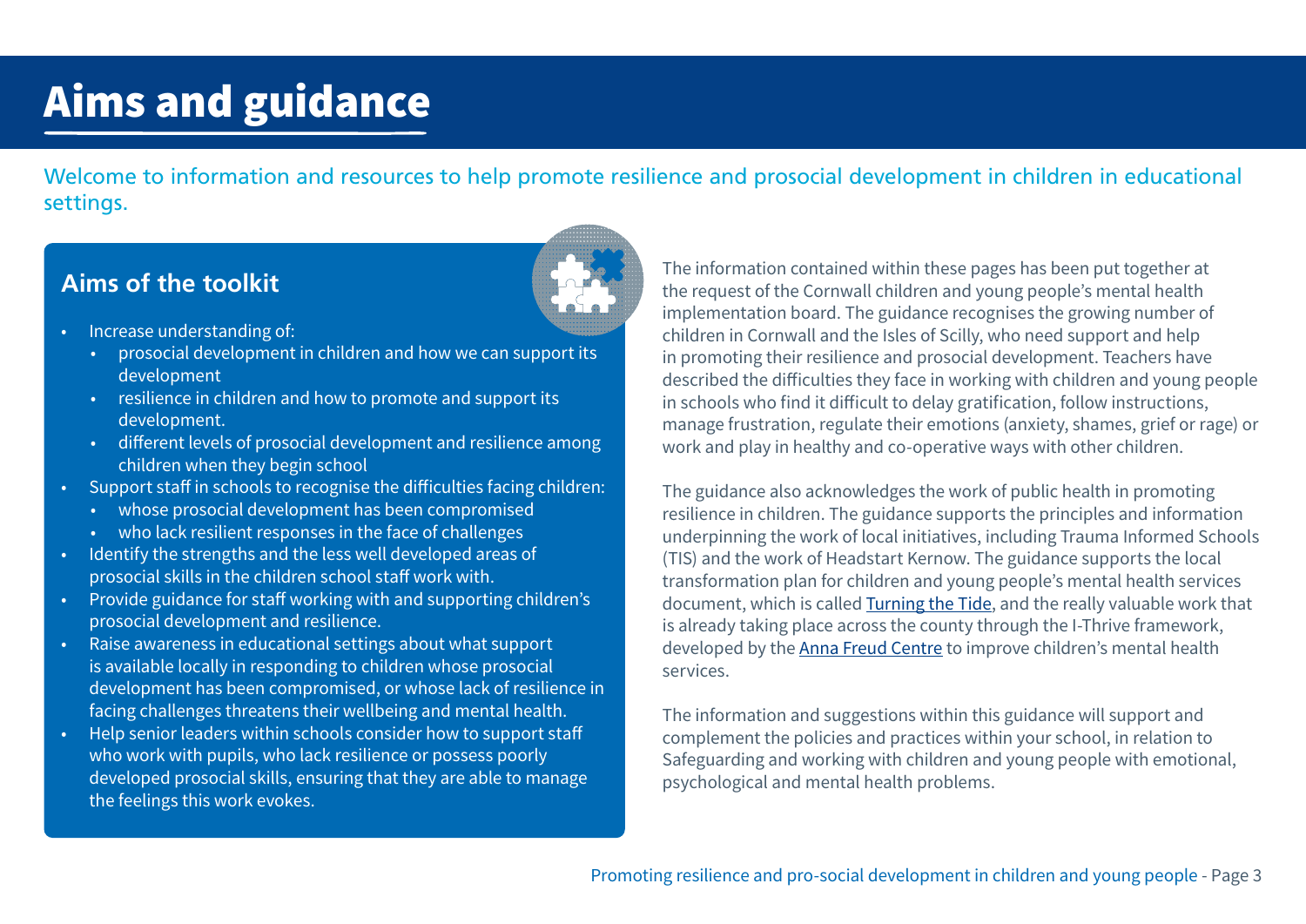# Aims and guidance

Welcome to information and resources to help promote resilience and prosocial development in children in educational settings.

## Aims of the toolkit

- Increase understanding of:
  - prosocial development in children and how we can support its development
  - resilience in children and how to promote and support its development.
  - different levels of prosocial development and resilience among children when they begin school
- Support staff in schools to recognise the difficulties facing children:
  - whose prosocial development has been compromised
  - who lack resilient responses in the face of challenges
- Identify the strengths and the less well developed areas of prosocial skills in the children school staff work with.
- Provide guidance for staff working with and supporting children's prosocial development and resilience.
- Raise awareness in educational settings about what support is available locally in responding to children whose prosocial development has been compromised, or whose lack of resilience in facing challenges threatens their wellbeing and mental health.
- Help senior leaders within schools consider how to support staff who work with pupils, who lack resilience or possess poorly developed prosocial skills, ensuring that they are able to manage the feelings this work evokes.

The information contained within these pages has been put together at the request of the Cornwall children and young people's mental health implementation board. The guidance recognises the growing number of children in Cornwall and the Isles of Scilly, who need support and help in promoting their resilience and prosocial development. Teachers have described the difficulties they face in working with children and young people in schools who find it difficult to delay gratification, follow instructions, manage frustration, regulate their emotions (anxiety, shames, grief or rage) or work and play in healthy and co-operative ways with other children.

The guidance also acknowledges the work of public health in promoting resilience in children. The guidance supports the principles and information underpinning the work of local initiatives, including Trauma Informed Schools (TIS) and the work of Headstart Kernow. The guidance supports the local transformation plan for children and young people's mental health services document, which is called Turning the Tide, and the really valuable work that is already taking place across the county through the I-Thrive framework, developed by the Anna Freud Centre to improve children's mental health services.

The information and suggestions within this guidance will support and complement the policies and practices within your school, in relation to Safeguarding and working with children and young people with emotional, psychological and mental health problems.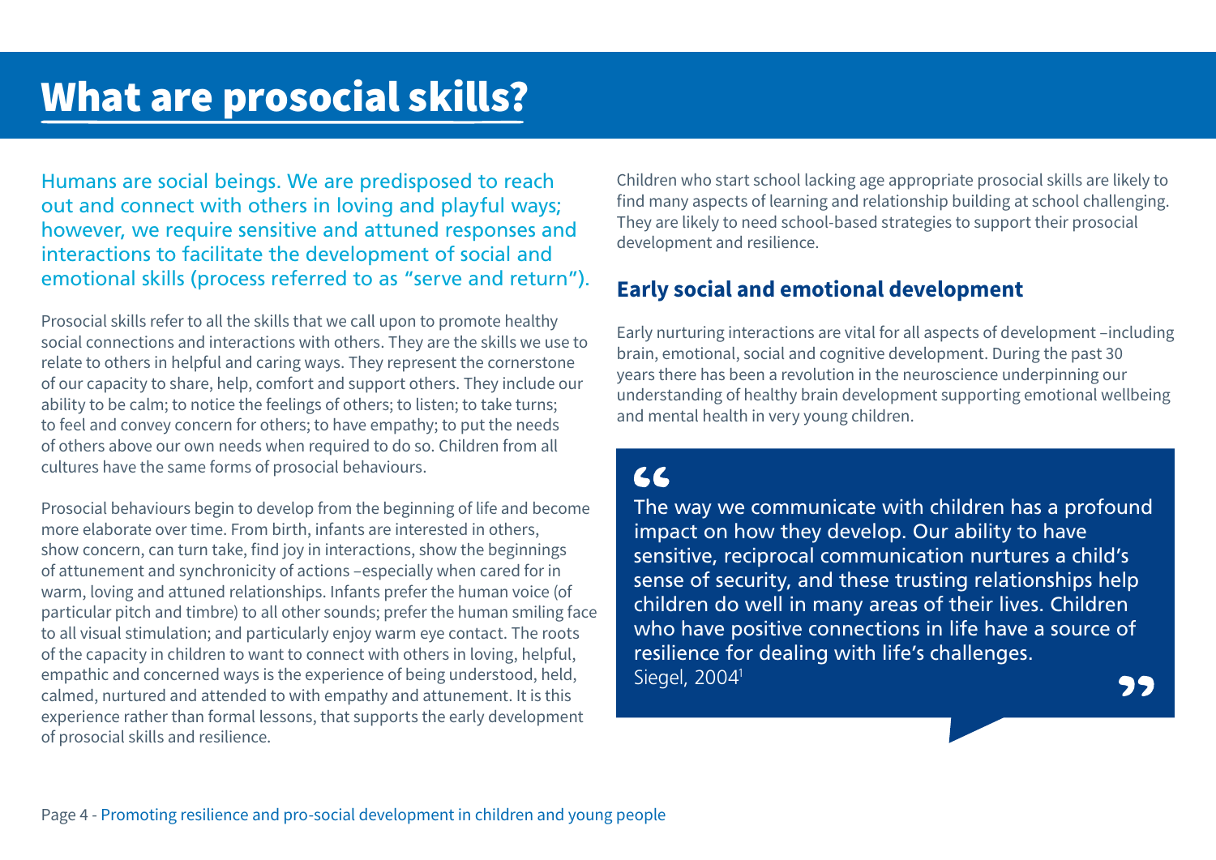# What are prosocial skills?

Humans are social beings. We are predisposed to reach out and connect with others in loving and playful ways; however, we require sensitive and attuned responses and interactions to facilitate the development of social and emotional skills (process referred to as "serve and return").

Prosocial skills refer to all the skills that we call upon to promote healthy social connections and interactions with others. They are the skills we use to relate to others in helpful and caring ways. They represent the cornerstone of our capacity to share, help, comfort and support others. They include our ability to be calm; to notice the feelings of others; to listen; to take turns; to feel and convey concern for others; to have empathy; to put the needs of others above our own needs when required to do so. Children from all cultures have the same forms of prosocial behaviours.

Prosocial behaviours begin to develop from the beginning of life and become more elaborate over time. From birth, infants are interested in others, show concern, can turn take, find joy in interactions, show the beginnings of attunement and synchronicity of actions –especially when cared for in warm, loving and attuned relationships. Infants prefer the human voice (of particular pitch and timbre) to all other sounds; prefer the human smiling face to all visual stimulation; and particularly enjoy warm eye contact. The roots of the capacity in children to want to connect with others in loving, helpful, empathic and concerned ways is the experience of being understood, held, calmed, nurtured and attended to with empathy and attunement. It is this experience rather than formal lessons, that supports the early development of prosocial skills and resilience.

Children who start school lacking age appropriate prosocial skills are likely to find many aspects of learning and relationship building at school challenging. They are likely to need school-based strategies to support their prosocial development and resilience.

## Early social and emotional development

Early nurturing interactions are vital for all aspects of development –including brain, emotional, social and cognitive development. During the past 30 years there has been a revolution in the neuroscience underpinning our understanding of healthy brain development supporting emotional wellbeing and mental health in very young children.

> "The way we communicate with children has a profound impact on how they develop. Our ability to have sensitive, reciprocal communication nurtures a child's sense of security, and these trusting relationships help children do well in many areas of their lives. Children who have positive connections in life have a source of resilience for dealing with life's challenges.
> Siegel, 2004[1]"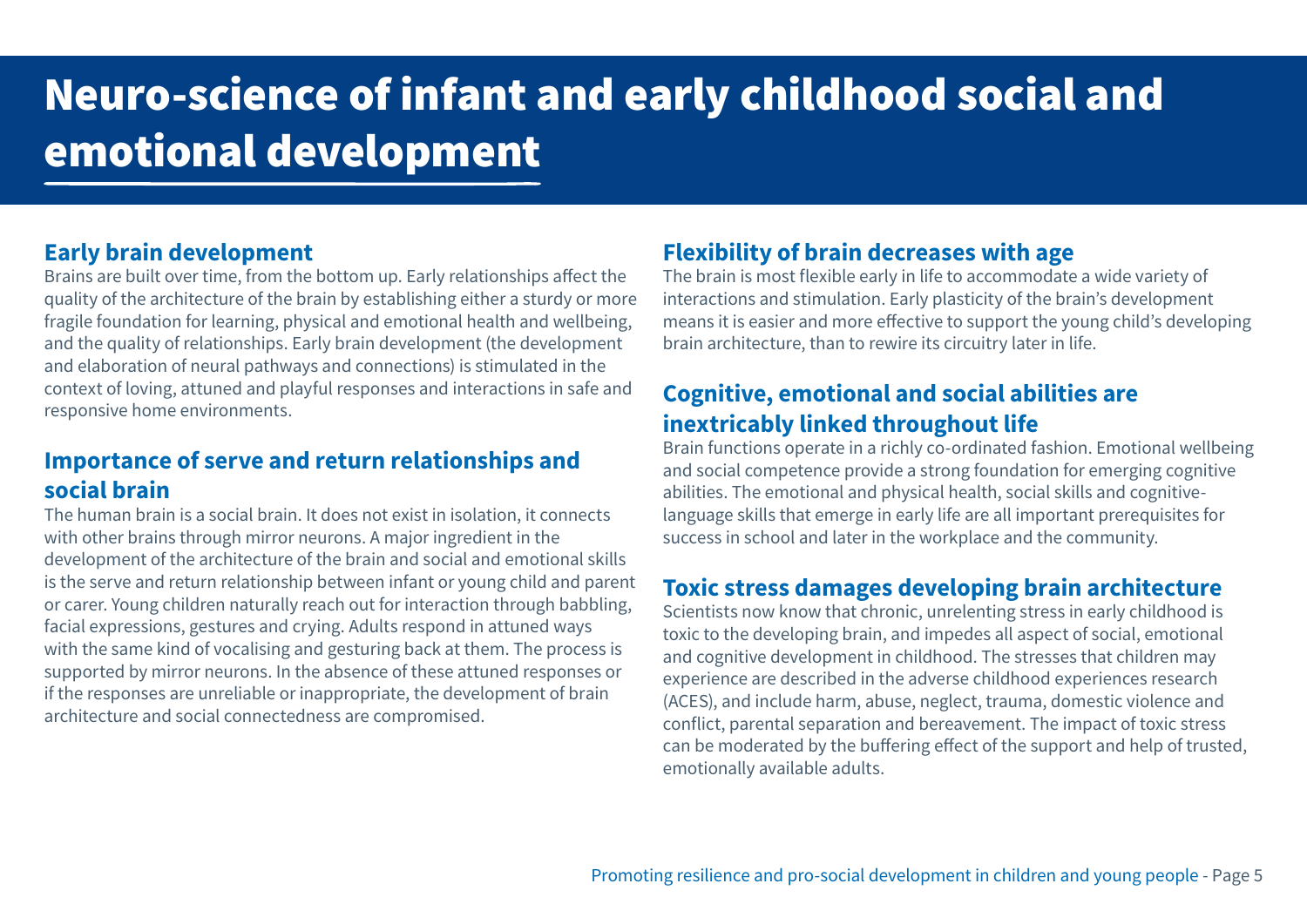# Neuro-science of infant and early childhood social and emotional development

## Early brain development

Brains are built over time, from the bottom up. Early relationships affect the quality of the architecture of the brain by establishing either a sturdy or more fragile foundation for learning, physical and emotional health and wellbeing, and the quality of relationships. Early brain development (the development and elaboration of neural pathways and connections) is stimulated in the context of loving, attuned and playful responses and interactions in safe and responsive home environments.

## Importance of serve and return relationships and social brain

The human brain is a social brain. It does not exist in isolation, it connects with other brains through mirror neurons. A major ingredient in the development of the architecture of the brain and social and emotional skills is the serve and return relationship between infant or young child and parent or carer. Young children naturally reach out for interaction through babbling, facial expressions, gestures and crying. Adults respond in attuned ways with the same kind of vocalising and gesturing back at them. The process is supported by mirror neurons. In the absence of these attuned responses or if the responses are unreliable or inappropriate, the development of brain architecture and social connectedness are compromised.

## Flexibility of brain decreases with age

The brain is most flexible early in life to accommodate a wide variety of interactions and stimulation. Early plasticity of the brain's development means it is easier and more effective to support the young child's developing brain architecture, than to rewire its circuitry later in life.

## Cognitive, emotional and social abilities are inextricably linked throughout life

Brain functions operate in a richly co-ordinated fashion. Emotional wellbeing and social competence provide a strong foundation for emerging cognitive abilities. The emotional and physical health, social skills and cognitive-language skills that emerge in early life are all important prerequisites for success in school and later in the workplace and the community.

## Toxic stress damages developing brain architecture

Scientists now know that chronic, unrelenting stress in early childhood is toxic to the developing brain, and impedes all aspect of social, emotional and cognitive development in childhood. The stresses that children may experience are described in the adverse childhood experiences research (ACES), and include harm, abuse, neglect, trauma, domestic violence and conflict, parental separation and bereavement. The impact of toxic stress can be moderated by the buffering effect of the support and help of trusted, emotionally available adults.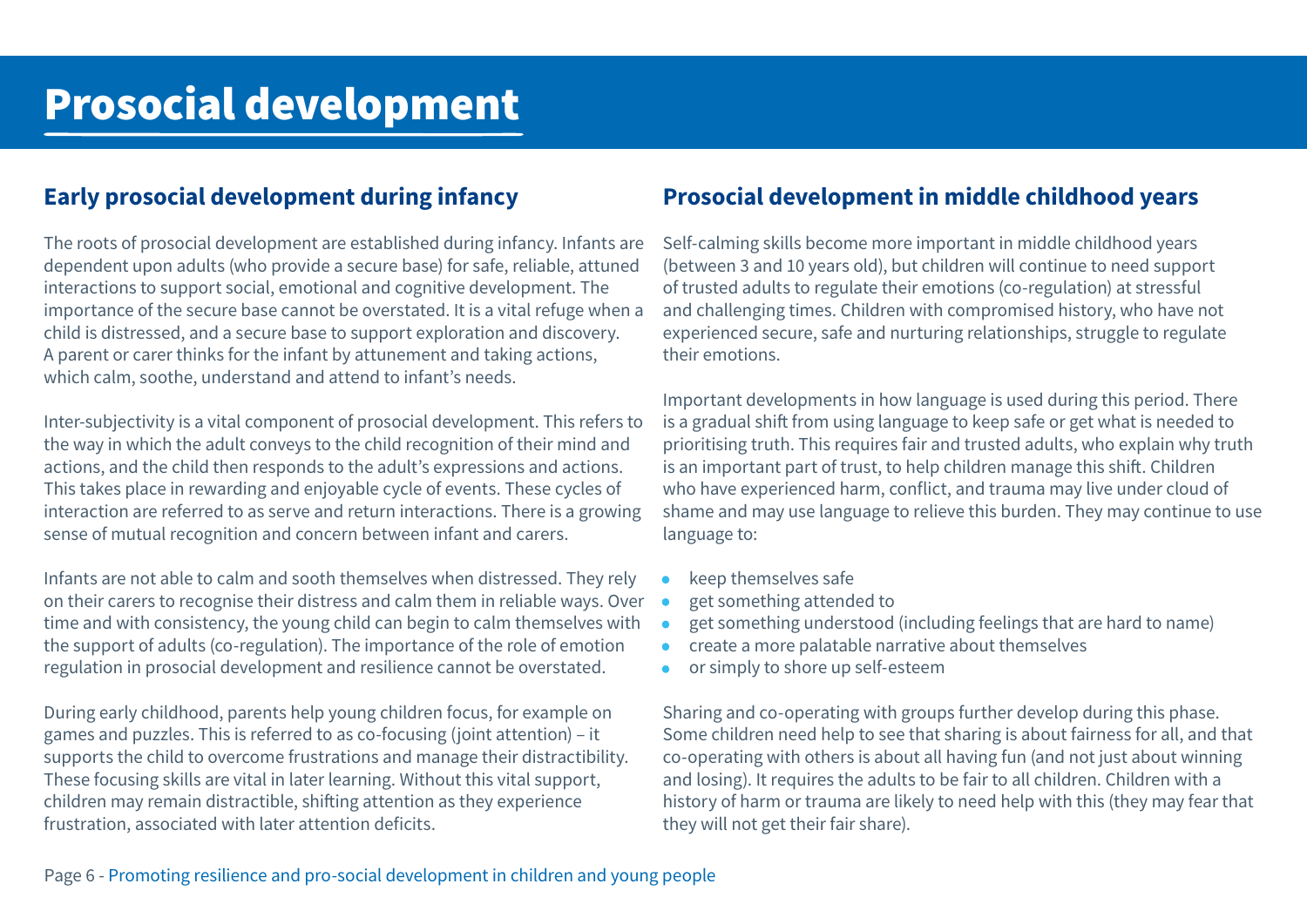# Prosocial development

## Early prosocial development during infancy

The roots of prosocial development are established during infancy. Infants are dependent upon adults (who provide a secure base) for safe, reliable, attuned interactions to support social, emotional and cognitive development. The importance of the secure base cannot be overstated. It is a vital refuge when a child is distressed, and a secure base to support exploration and discovery. A parent or carer thinks for the infant by attunement and taking actions, which calm, soothe, understand and attend to infant's needs.

Inter-subjectivity is a vital component of prosocial development. This refers to the way in which the adult conveys to the child recognition of their mind and actions, and the child then responds to the adult's expressions and actions. This takes place in rewarding and enjoyable cycle of events. These cycles of interaction are referred to as serve and return interactions. There is a growing sense of mutual recognition and concern between infant and carers.

Infants are not able to calm and sooth themselves when distressed. They rely on their carers to recognise their distress and calm them in reliable ways. Over time and with consistency, the young child can begin to calm themselves with the support of adults (co-regulation). The importance of the role of emotion regulation in prosocial development and resilience cannot be overstated.

During early childhood, parents help young children focus, for example on games and puzzles. This is referred to as co-focusing (joint attention) – it supports the child to overcome frustrations and manage their distractibility. These focusing skills are vital in later learning. Without this vital support, children may remain distractible, shifting attention as they experience frustration, associated with later attention deficits.

## Prosocial development in middle childhood years

Self-calming skills become more important in middle childhood years (between 3 and 10 years old), but children will continue to need support of trusted adults to regulate their emotions (co-regulation) at stressful and challenging times. Children with compromised history, who have not experienced secure, safe and nurturing relationships, struggle to regulate their emotions.

Important developments in how language is used during this period. There is a gradual shift from using language to keep safe or get what is needed to prioritising truth. This requires fair and trusted adults, who explain why truth is an important part of trust, to help children manage this shift. Children who have experienced harm, conflict, and trauma may live under cloud of shame and may use language to relieve this burden. They may continue to use language to:

- keep themselves safe
- get something attended to
- get something understood (including feelings that are hard to name)
- create a more palatable narrative about themselves
- or simply to shore up self-esteem

Sharing and co-operating with groups further develop during this phase. Some children need help to see that sharing is about fairness for all, and that co-operating with others is about all having fun (and not just about winning and losing). It requires the adults to be fair to all children. Children with a history of harm or trauma are likely to need help with this (they may fear that they will not get their fair share).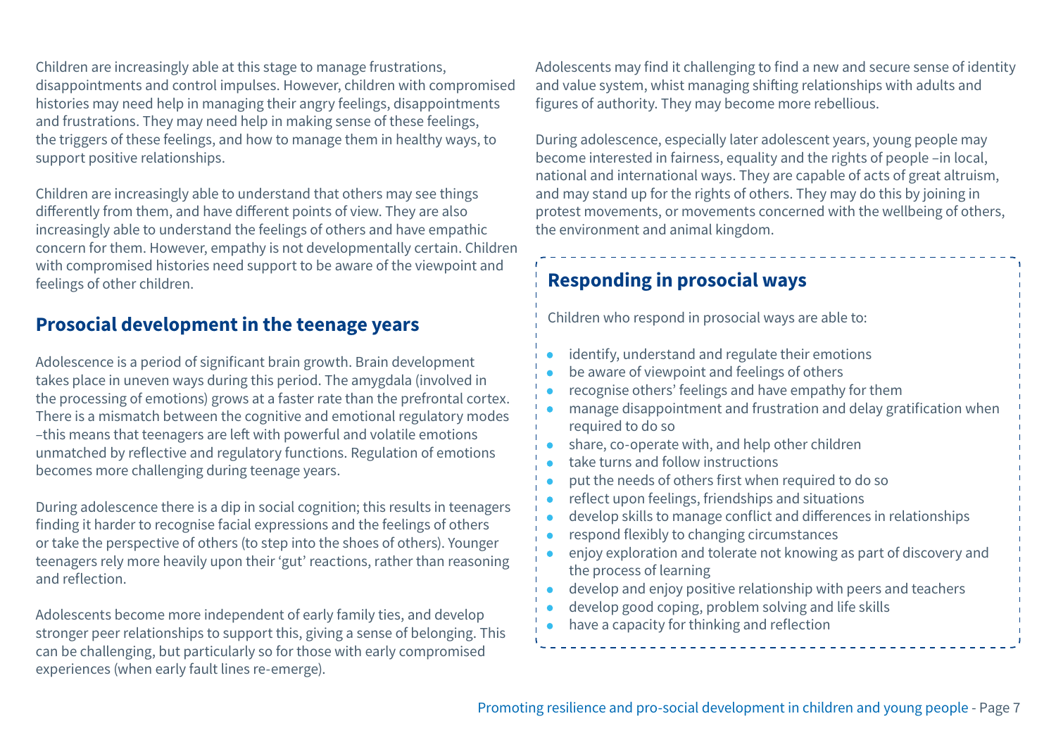Children are increasingly able at this stage to manage frustrations, disappointments and control impulses. However, children with compromised histories may need help in managing their angry feelings, disappointments and frustrations. They may need help in making sense of these feelings, the triggers of these feelings, and how to manage them in healthy ways, to support positive relationships.

Children are increasingly able to understand that others may see things differently from them, and have different points of view. They are also increasingly able to understand the feelings of others and have empathic concern for them. However, empathy is not developmentally certain. Children with compromised histories need support to be aware of the viewpoint and feelings of other children.

## Prosocial development in the teenage years

Adolescence is a period of significant brain growth. Brain development takes place in uneven ways during this period. The amygdala (involved in the processing of emotions) grows at a faster rate than the prefrontal cortex. There is a mismatch between the cognitive and emotional regulatory modes –this means that teenagers are left with powerful and volatile emotions unmatched by reflective and regulatory functions. Regulation of emotions becomes more challenging during teenage years.

During adolescence there is a dip in social cognition; this results in teenagers finding it harder to recognise facial expressions and the feelings of others or take the perspective of others (to step into the shoes of others). Younger teenagers rely more heavily upon their 'gut' reactions, rather than reasoning and reflection.

Adolescents become more independent of early family ties, and develop stronger peer relationships to support this, giving a sense of belonging. This can be challenging, but particularly so for those with early compromised experiences (when early fault lines re-emerge).

Adolescents may find it challenging to find a new and secure sense of identity and value system, whist managing shifting relationships with adults and figures of authority. They may become more rebellious.

During adolescence, especially later adolescent years, young people may become interested in fairness, equality and the rights of people –in local, national and international ways. They are capable of acts of great altruism, and may stand up for the rights of others. They may do this by joining in protest movements, or movements concerned with the wellbeing of others, the environment and animal kingdom.

## Responding in prosocial ways

Children who respond in prosocial ways are able to:

- identify, understand and regulate their emotions
- be aware of viewpoint and feelings of others
- recognise others' feelings and have empathy for them
- manage disappointment and frustration and delay gratification when required to do so
- share, co-operate with, and help other children
- take turns and follow instructions
- put the needs of others first when required to do so
- reflect upon feelings, friendships and situations
- develop skills to manage conflict and differences in relationships
- respond flexibly to changing circumstances
- enjoy exploration and tolerate not knowing as part of discovery and the process of learning
- develop and enjoy positive relationship with peers and teachers
- develop good coping, problem solving and life skills
- have a capacity for thinking and reflection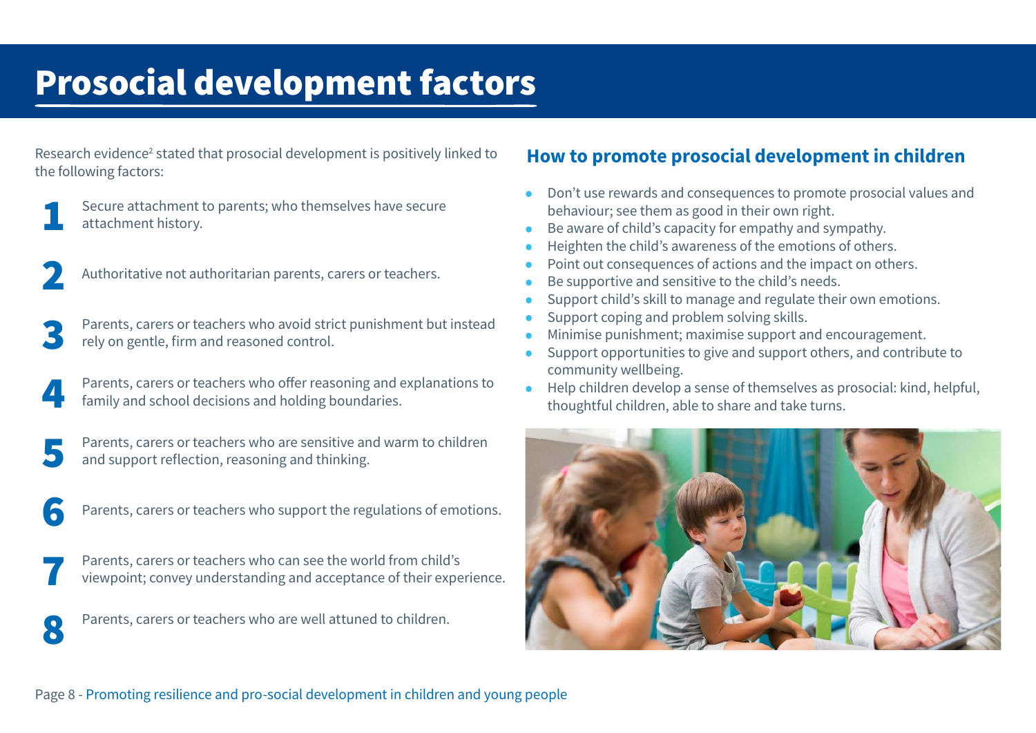# Prosocial development factors

Research evidence[2] stated that prosocial development is positively linked to the following factors:

1. Secure attachment to parents; who themselves have secure attachment history.
2. Authoritative not authoritarian parents, carers or teachers.
3. Parents, carers or teachers who avoid strict punishment but instead rely on gentle, firm and reasoned control.
4. Parents, carers or teachers who offer reasoning and explanations to family and school decisions and holding boundaries.
5. Parents, carers or teachers who are sensitive and warm to children and support reflection, reasoning and thinking.
6. Parents, carers or teachers who support the regulations of emotions.
7. Parents, carers or teachers who can see the world from child's viewpoint; convey understanding and acceptance of their experience.
8. Parents, carers or teachers who are well attuned to children.

## How to promote prosocial development in children

- Don't use rewards and consequences to promote prosocial values and behaviour; see them as good in their own right.
- Be aware of child's capacity for empathy and sympathy.
- Heighten the child's awareness of the emotions of others.
- Point out consequences of actions and the impact on others.
- Be supportive and sensitive to the child's needs.
- Support child's skill to manage and regulate their own emotions.
- Support coping and problem solving skills.
- Minimise punishment; maximise support and encouragement.
- Support opportunities to give and support others, and contribute to community wellbeing.
- Help children develop a sense of themselves as prosocial: kind, helpful, thoughtful children, able to share and take turns.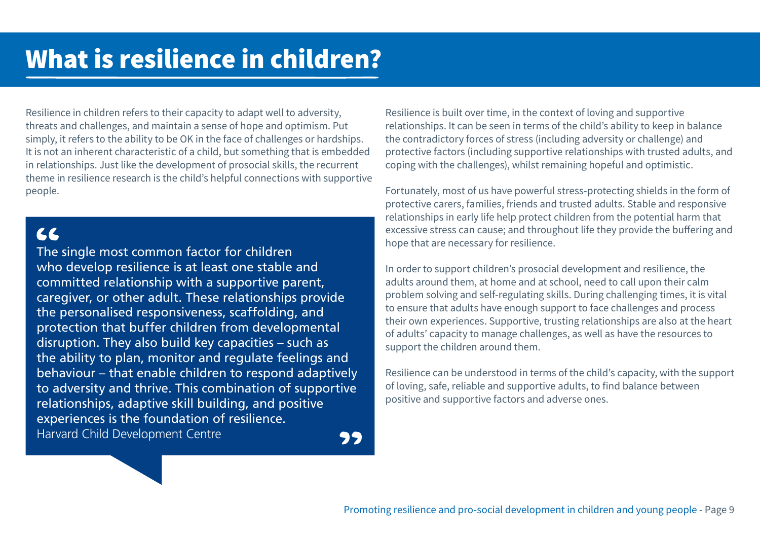# What is resilience in children?

Resilience in children refers to their capacity to adapt well to adversity, threats and challenges, and maintain a sense of hope and optimism. Put simply, it refers to the ability to be OK in the face of challenges or hardships. It is not an inherent characteristic of a child, but something that is embedded in relationships. Just like the development of prosocial skills, the recurrent theme in resilience research is the child's helpful connections with supportive people.

> The single most common factor for children who develop resilience is at least one stable and committed relationship with a supportive parent, caregiver, or other adult. These relationships provide the personalised responsiveness, scaffolding, and protection that buffer children from developmental disruption. They also build key capacities – such as the ability to plan, monitor and regulate feelings and behaviour – that enable children to respond adaptively to adversity and thrive. This combination of supportive relationships, adaptive skill building, and positive experiences is the foundation of resilience.
>
> Harvard Child Development Centre

Resilience is built over time, in the context of loving and supportive relationships. It can be seen in terms of the child's ability to keep in balance the contradictory forces of stress (including adversity or challenge) and protective factors (including supportive relationships with trusted adults, and coping with the challenges), whilst remaining hopeful and optimistic.

Fortunately, most of us have powerful stress-protecting shields in the form of protective carers, families, friends and trusted adults. Stable and responsive relationships in early life help protect children from the potential harm that excessive stress can cause; and throughout life they provide the buffering and hope that are necessary for resilience.

In order to support children's prosocial development and resilience, the adults around them, at home and at school, need to call upon their calm problem solving and self-regulating skills. During challenging times, it is vital to ensure that adults have enough support to face challenges and process their own experiences. Supportive, trusting relationships are also at the heart of adults' capacity to manage challenges, as well as have the resources to support the children around them.

Resilience can be understood in terms of the child's capacity, with the support of loving, safe, reliable and supportive adults, to find balance between positive and supportive factors and adverse ones.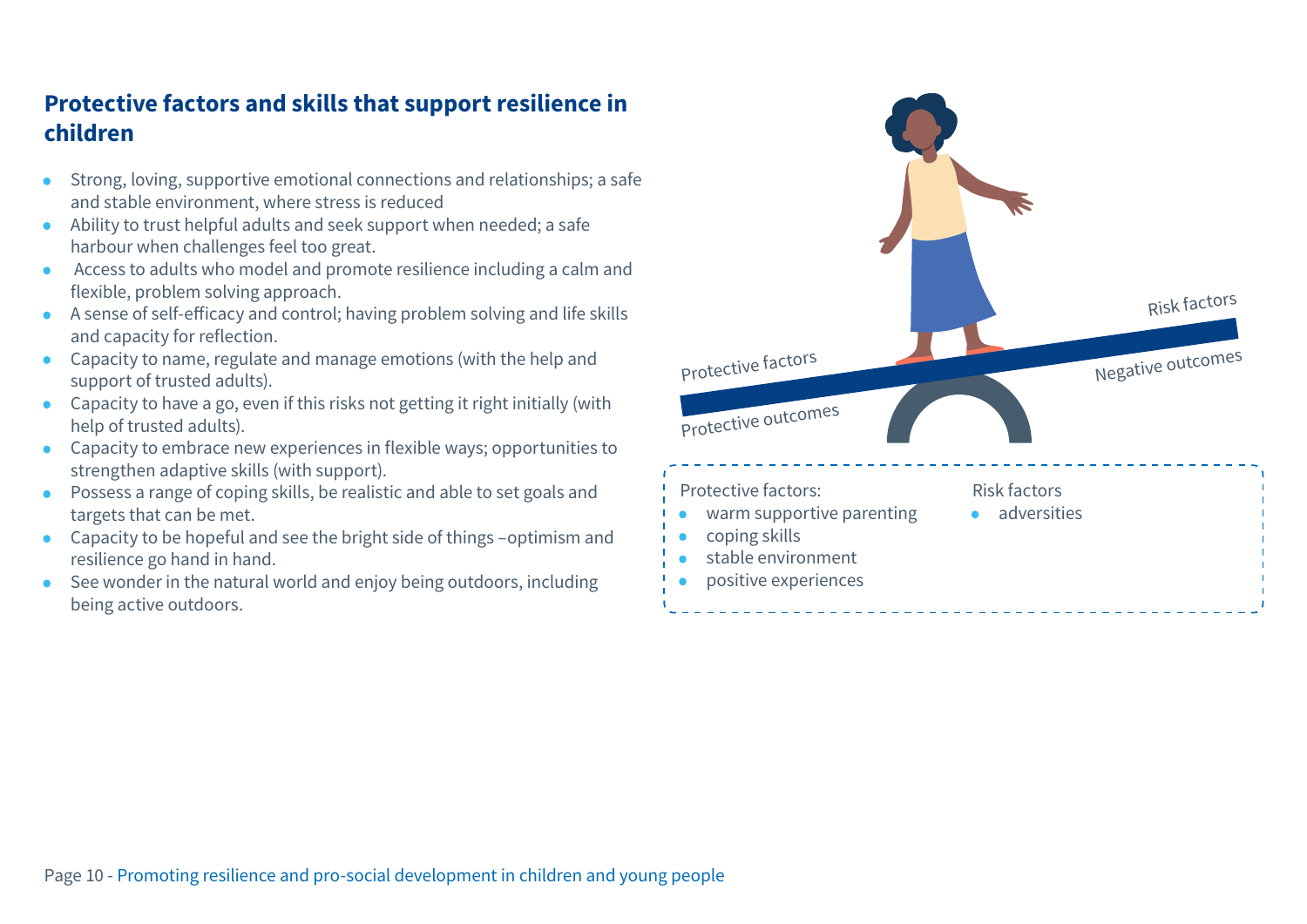## Protective factors and skills that support resilience in children

- Strong, loving, supportive emotional connections and relationships; a safe and stable environment, where stress is reduced
- Ability to trust helpful adults and seek support when needed; a safe harbour when challenges feel too great.
- Access to adults who model and promote resilience including a calm and flexible, problem solving approach.
- A sense of self-efficacy and control; having problem solving and life skills and capacity for reflection.
- Capacity to name, regulate and manage emotions (with the help and support of trusted adults).
- Capacity to have a go, even if this risks not getting it right initially (with help of trusted adults).
- Capacity to embrace new experiences in flexible ways; opportunities to strengthen adaptive skills (with support).
- Possess a range of coping skills, be realistic and able to set goals and targets that can be met.
- Capacity to be hopeful and see the bright side of things –optimism and resilience go hand in hand.
- See wonder in the natural world and enjoy being outdoors, including being active outdoors.

Protective factors | Risk factors

Protective outcomes | Negative outcomes

Protective factors:

- warm supportive parenting
- coping skills
- stable environment
- positive experiences

Risk factors

- adversities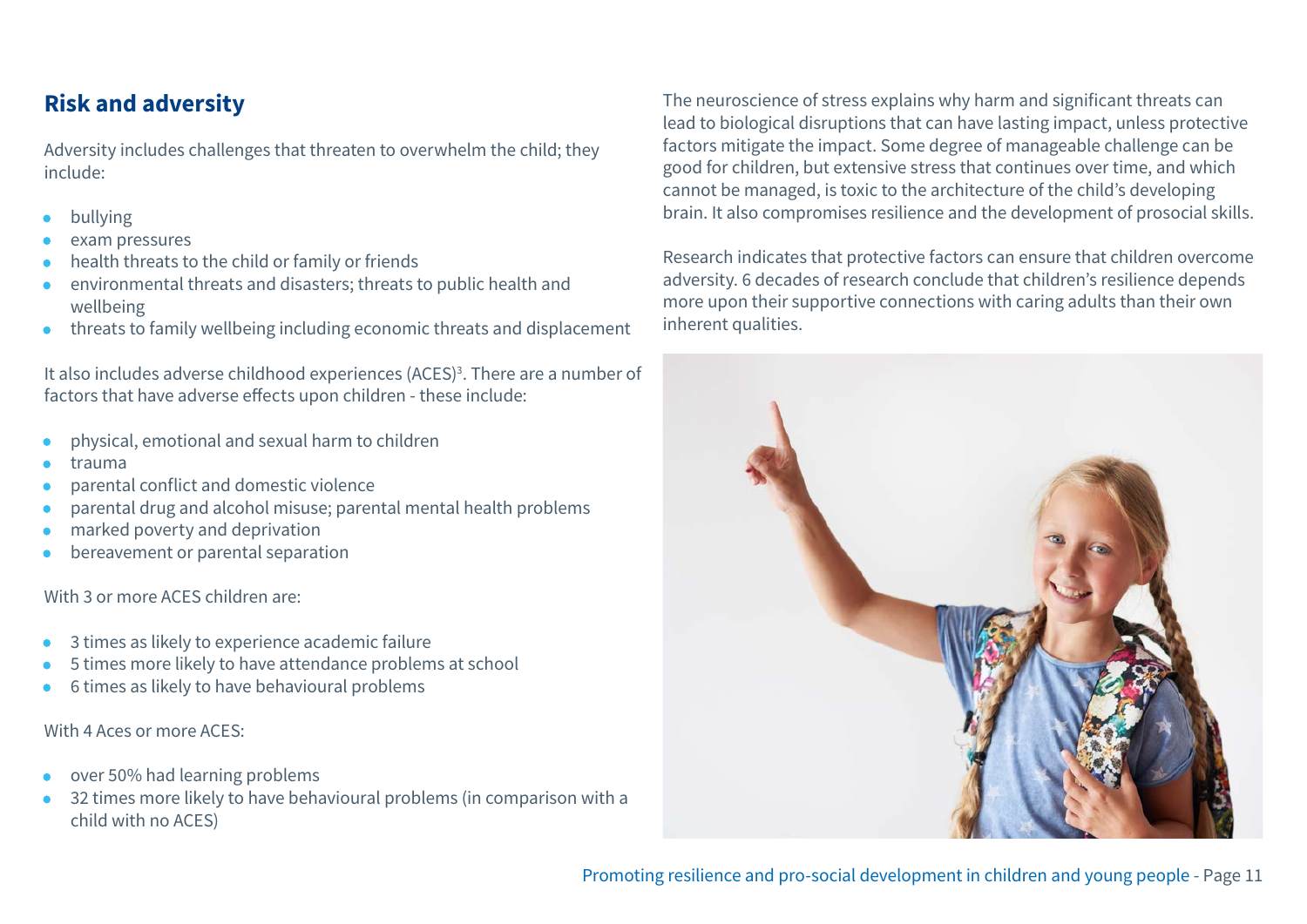## Risk and adversity

Adversity includes challenges that threaten to overwhelm the child; they include:

- bullying
- exam pressures
- health threats to the child or family or friends
- environmental threats and disasters; threats to public health and wellbeing
- threats to family wellbeing including economic threats and displacement

It also includes adverse childhood experiences (ACES)[3]. There are a number of factors that have adverse effects upon children - these include:

- physical, emotional and sexual harm to children
- trauma
- parental conflict and domestic violence
- parental drug and alcohol misuse; parental mental health problems
- marked poverty and deprivation
- bereavement or parental separation

With 3 or more ACES children are:

- 3 times as likely to experience academic failure
- 5 times more likely to have attendance problems at school
- 6 times as likely to have behavioural problems

With 4 Aces or more ACES:

- over 50% had learning problems
- 32 times more likely to have behavioural problems (in comparison with a child with no ACES)

The neuroscience of stress explains why harm and significant threats can lead to biological disruptions that can have lasting impact, unless protective factors mitigate the impact. Some degree of manageable challenge can be good for children, but extensive stress that continues over time, and which cannot be managed, is toxic to the architecture of the child's developing brain. It also compromises resilience and the development of prosocial skills.

Research indicates that protective factors can ensure that children overcome adversity. 6 decades of research conclude that children's resilience depends more upon their supportive connections with caring adults than their own inherent qualities.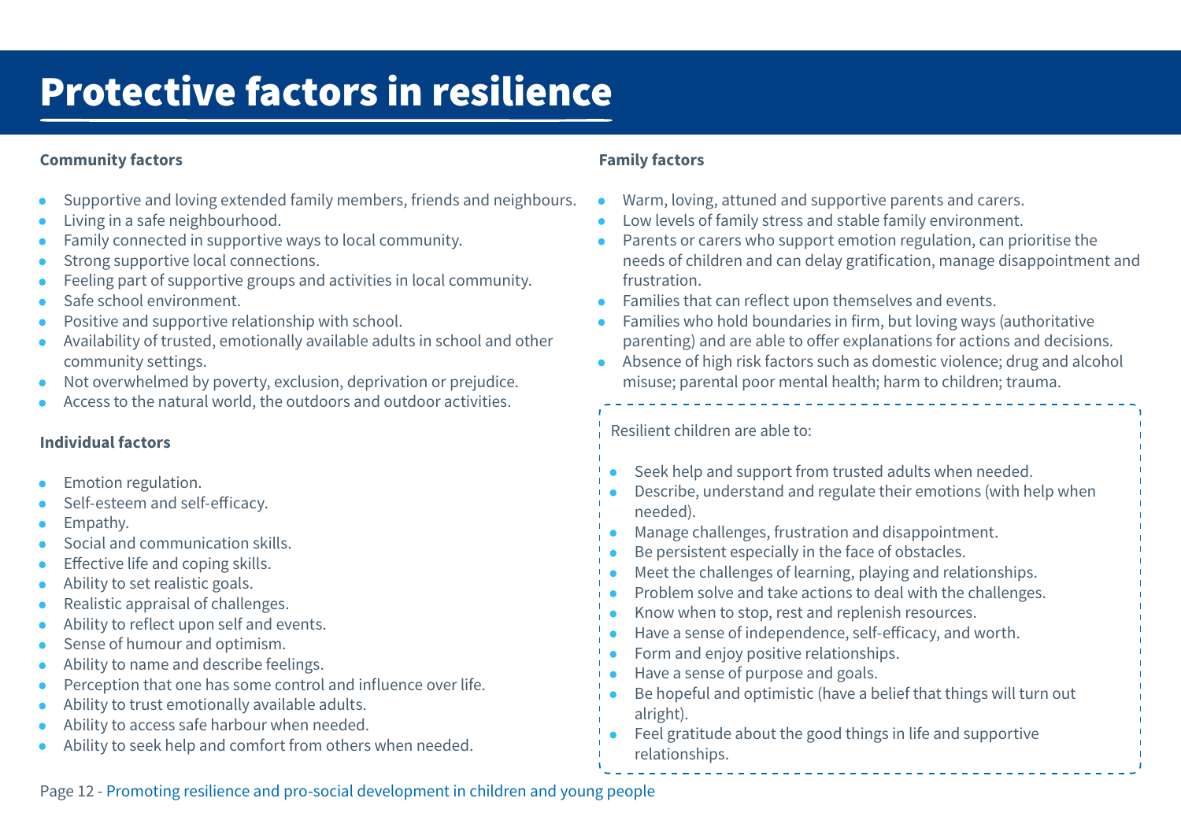# Protective factors in resilience

### Community factors

- Supportive and loving extended family members, friends and neighbours.
- Living in a safe neighbourhood.
- Family connected in supportive ways to local community.
- Strong supportive local connections.
- Feeling part of supportive groups and activities in local community.
- Safe school environment.
- Positive and supportive relationship with school.
- Availability of trusted, emotionally available adults in school and other community settings.
- Not overwhelmed by poverty, exclusion, deprivation or prejudice.
- Access to the natural world, the outdoors and outdoor activities.

### Individual factors

- Emotion regulation.
- Self-esteem and self-efficacy.
- Empathy.
- Social and communication skills.
- Effective life and coping skills.
- Ability to set realistic goals.
- Realistic appraisal of challenges.
- Ability to reflect upon self and events.
- Sense of humour and optimism.
- Ability to name and describe feelings.
- Perception that one has some control and influence over life.
- Ability to trust emotionally available adults.
- Ability to access safe harbour when needed.
- Ability to seek help and comfort from others when needed.

### Family factors

- Warm, loving, attuned and supportive parents and carers.
- Low levels of family stress and stable family environment.
- Parents or carers who support emotion regulation, can prioritise the needs of children and can delay gratification, manage disappointment and frustration.
- Families that can reflect upon themselves and events.
- Families who hold boundaries in firm, but loving ways (authoritative parenting) and are able to offer explanations for actions and decisions.
- Absence of high risk factors such as domestic violence; drug and alcohol misuse; parental poor mental health; harm to children; trauma.

Resilient children are able to:

- Seek help and support from trusted adults when needed.
- Describe, understand and regulate their emotions (with help when needed).
- Manage challenges, frustration and disappointment.
- Be persistent especially in the face of obstacles.
- Meet the challenges of learning, playing and relationships.
- Problem solve and take actions to deal with the challenges.
- Know when to stop, rest and replenish resources.
- Have a sense of independence, self-efficacy, and worth.
- Form and enjoy positive relationships.
- Have a sense of purpose and goals.
- Be hopeful and optimistic (have a belief that things will turn out alright).
- Feel gratitude about the good things in life and supportive relationships.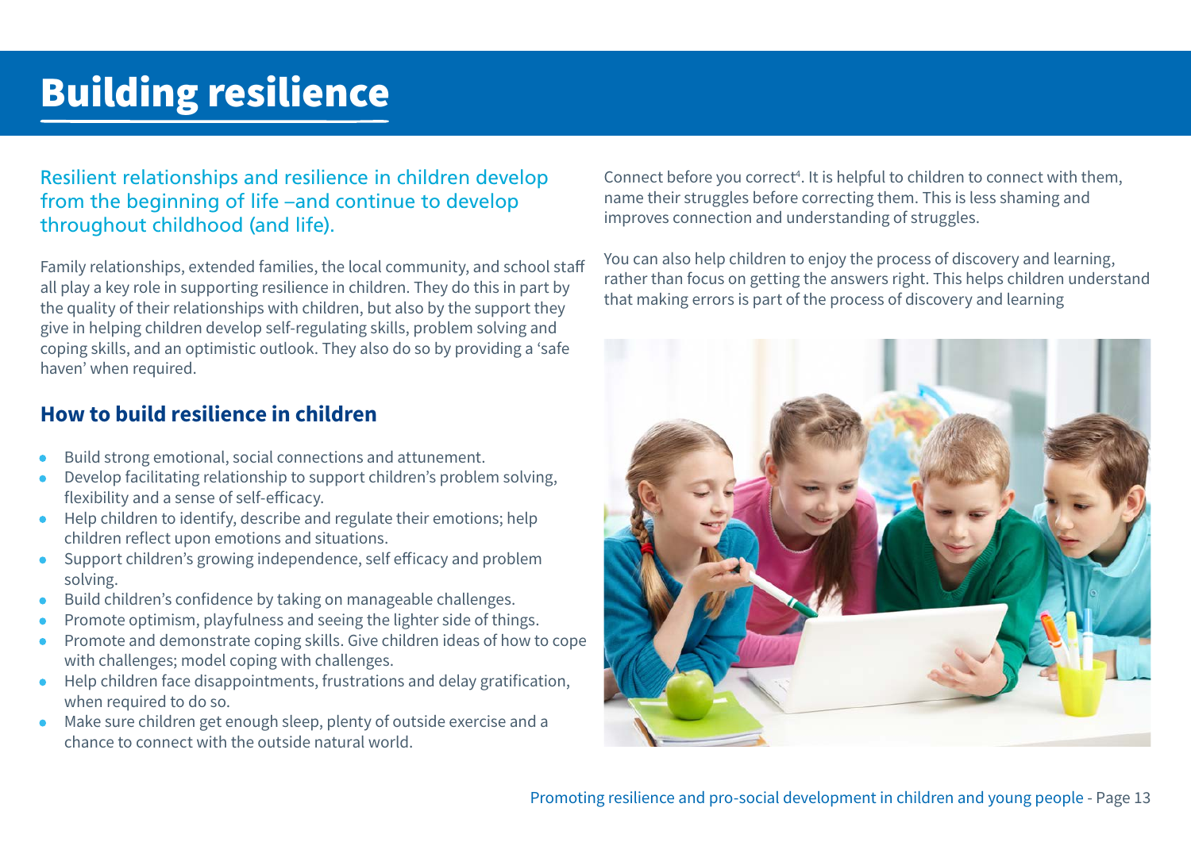# Building resilience

Resilient relationships and resilience in children develop from the beginning of life –and continue to develop throughout childhood (and life).

Family relationships, extended families, the local community, and school staff all play a key role in supporting resilience in children. They do this in part by the quality of their relationships with children, but also by the support they give in helping children develop self-regulating skills, problem solving and coping skills, and an optimistic outlook. They also do so by providing a 'safe haven' when required.

## How to build resilience in children

- Build strong emotional, social connections and attunement.
- Develop facilitating relationship to support children's problem solving, flexibility and a sense of self-efficacy.
- Help children to identify, describe and regulate their emotions; help children reflect upon emotions and situations.
- Support children's growing independence, self efficacy and problem solving.
- Build children's confidence by taking on manageable challenges.
- Promote optimism, playfulness and seeing the lighter side of things.
- Promote and demonstrate coping skills. Give children ideas of how to cope with challenges; model coping with challenges.
- Help children face disappointments, frustrations and delay gratification, when required to do so.
- Make sure children get enough sleep, plenty of outside exercise and a chance to connect with the outside natural world.

Connect before you correct[4]. It is helpful to children to connect with them, name their struggles before correcting them. This is less shaming and improves connection and understanding of struggles.

You can also help children to enjoy the process of discovery and learning, rather than focus on getting the answers right. This helps children understand that making errors is part of the process of discovery and learning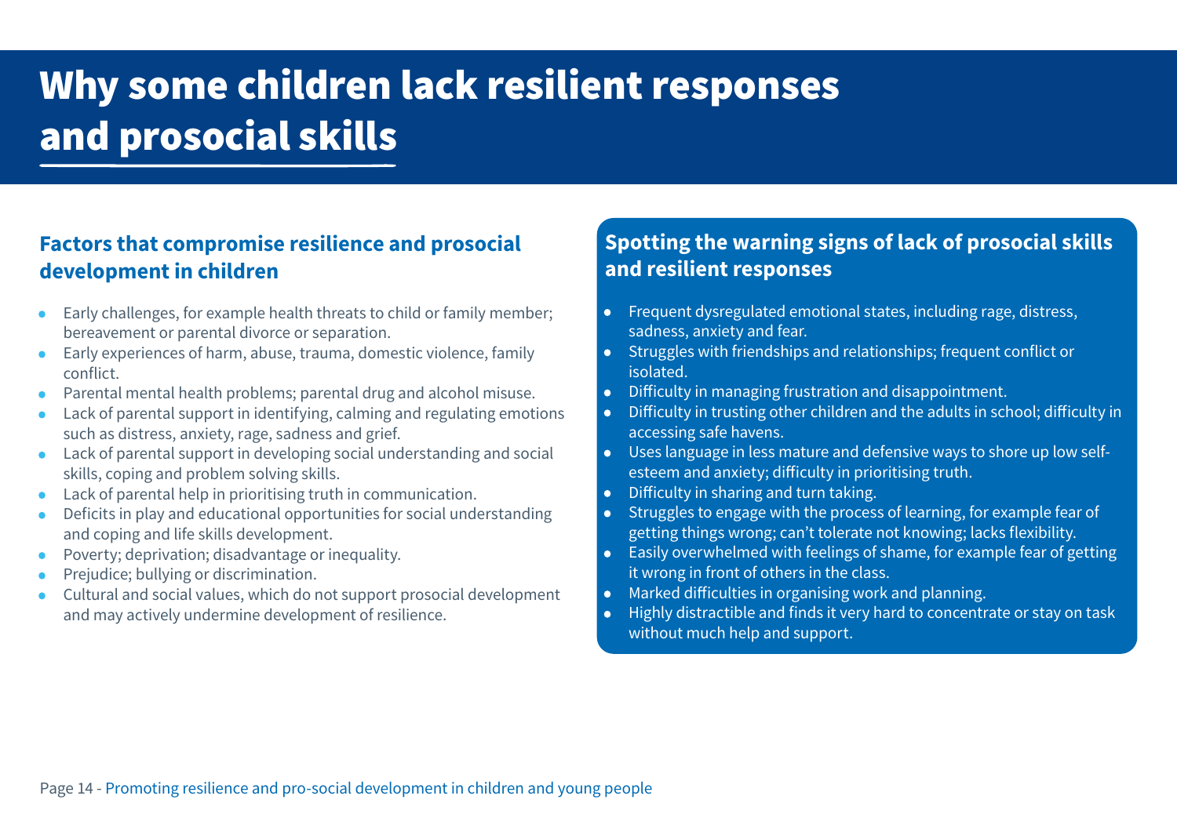# Why some children lack resilient responses and prosocial skills

## Factors that compromise resilience and prosocial development in children

- Early challenges, for example health threats to child or family member; bereavement or parental divorce or separation.
- Early experiences of harm, abuse, trauma, domestic violence, family conflict.
- Parental mental health problems; parental drug and alcohol misuse.
- Lack of parental support in identifying, calming and regulating emotions such as distress, anxiety, rage, sadness and grief.
- Lack of parental support in developing social understanding and social skills, coping and problem solving skills.
- Lack of parental help in prioritising truth in communication.
- Deficits in play and educational opportunities for social understanding and coping and life skills development.
- Poverty; deprivation; disadvantage or inequality.
- Prejudice; bullying or discrimination.
- Cultural and social values, which do not support prosocial development and may actively undermine development of resilience.

## Spotting the warning signs of lack of prosocial skills and resilient responses

- Frequent dysregulated emotional states, including rage, distress, sadness, anxiety and fear.
- Struggles with friendships and relationships; frequent conflict or isolated.
- Difficulty in managing frustration and disappointment.
- Difficulty in trusting other children and the adults in school; difficulty in accessing safe havens.
- Uses language in less mature and defensive ways to shore up low self-esteem and anxiety; difficulty in prioritising truth.
- Difficulty in sharing and turn taking.
- Struggles to engage with the process of learning, for example fear of getting things wrong; can't tolerate not knowing; lacks flexibility.
- Easily overwhelmed with feelings of shame, for example fear of getting it wrong in front of others in the class.
- Marked difficulties in organising work and planning.
- Highly distractible and finds it very hard to concentrate or stay on task without much help and support.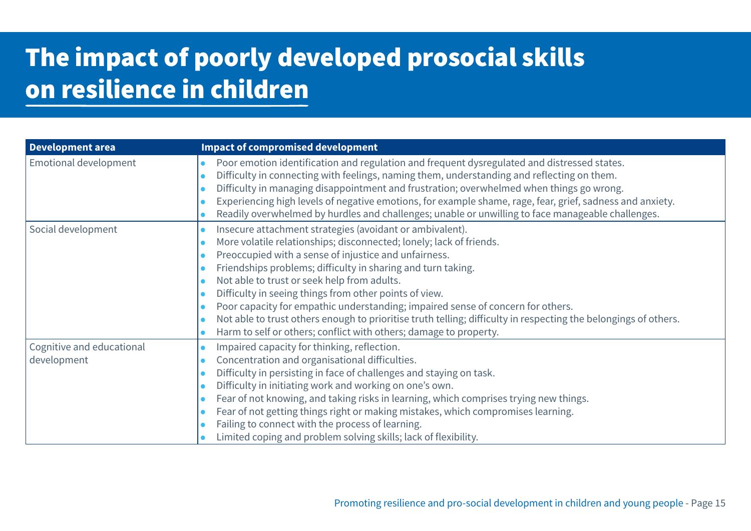# The impact of poorly developed prosocial skills on resilience in children

| Development area | Impact of compromised development |
| --- | --- |
| Emotional development | • Poor emotion identification and regulation and frequent dysregulated and distressed states.<br>• Difficulty in connecting with feelings, naming them, understanding and reflecting on them.<br>• Difficulty in managing disappointment and frustration; overwhelmed when things go wrong.<br>• Experiencing high levels of negative emotions, for example shame, rage, fear, grief, sadness and anxiety.<br>• Readily overwhelmed by hurdles and challenges; unable or unwilling to face manageable challenges. |
| Social development | • Insecure attachment strategies (avoidant or ambivalent).<br>• More volatile relationships; disconnected; lonely; lack of friends.<br>• Preoccupied with a sense of injustice and unfairness.<br>• Friendships problems; difficulty in sharing and turn taking.<br>• Not able to trust or seek help from adults.<br>• Difficulty in seeing things from other points of view.<br>• Poor capacity for empathic understanding; impaired sense of concern for others.<br>• Not able to trust others enough to prioritise truth telling; difficulty in respecting the belongings of others.<br>• Harm to self or others; conflict with others; damage to property. |
| Cognitive and educational development | • Impaired capacity for thinking, reflection.<br>• Concentration and organisational difficulties.<br>• Difficulty in persisting in face of challenges and staying on task.<br>• Difficulty in initiating work and working on one's own.<br>• Fear of not knowing, and taking risks in learning, which comprises trying new things.<br>• Fear of not getting things right or making mistakes, which compromises learning.<br>• Failing to connect with the process of learning.<br>• Limited coping and problem solving skills; lack of flexibility. |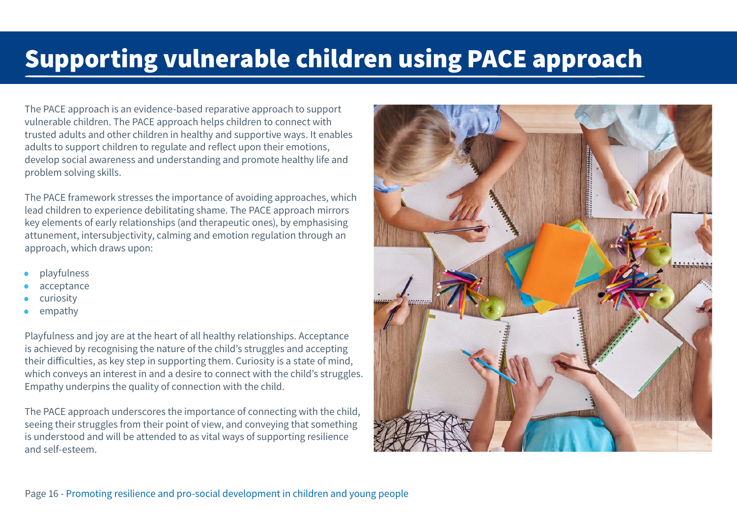# Supporting vulnerable children using PACE approach

The PACE approach is an evidence-based reparative approach to support vulnerable children. The PACE approach helps children to connect with trusted adults and other children in healthy and supportive ways. It enables adults to support children to regulate and reflect upon their emotions, develop social awareness and understanding and promote healthy life and problem solving skills.

The PACE framework stresses the importance of avoiding approaches, which lead children to experience debilitating shame. The PACE approach mirrors key elements of early relationships (and therapeutic ones), by emphasising attunement, intersubjectivity, calming and emotion regulation through an approach, which draws upon:

- playfulness
- acceptance
- curiosity
- empathy

Playfulness and joy are at the heart of all healthy relationships. Acceptance is achieved by recognising the nature of the child's struggles and accepting their difficulties, as key step in supporting them. Curiosity is a state of mind, which conveys an interest in and a desire to connect with the child's struggles. Empathy underpins the quality of connection with the child.

The PACE approach underscores the importance of connecting with the child, seeing their struggles from their point of view, and conveying that something is understood and will be attended to as vital ways of supporting resilience and self-esteem.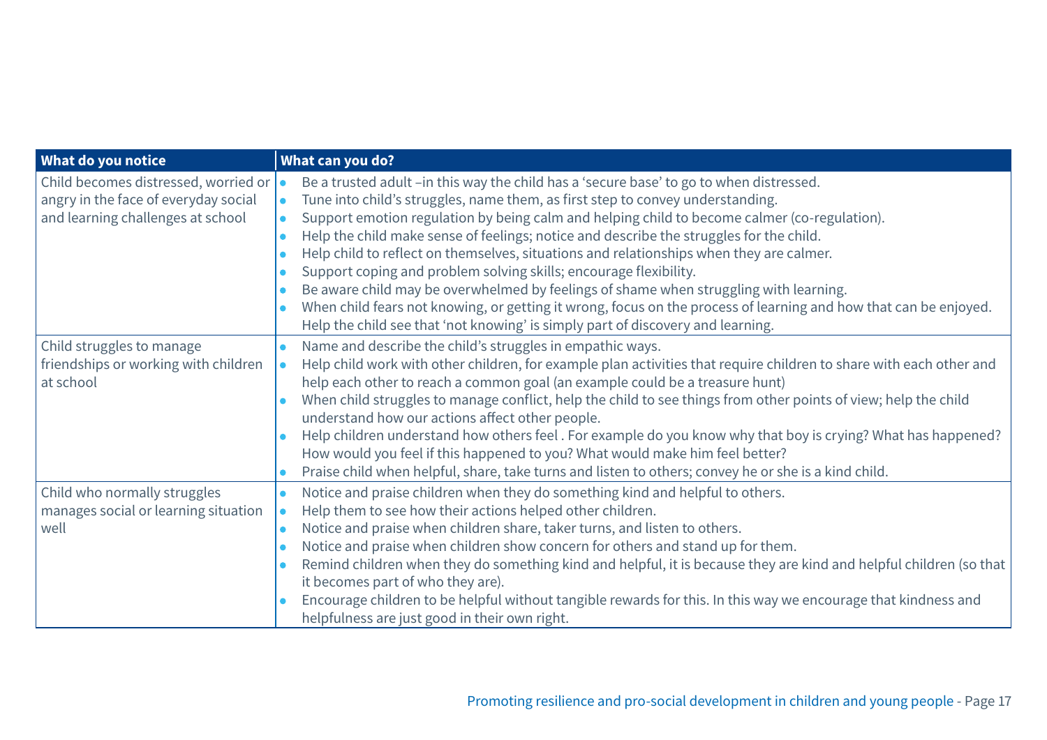| What do you notice | What can you do? |
|---|---|
| Child becomes distressed, worried or angry in the face of everyday social and learning challenges at school | • Be a trusted adult –in this way the child has a 'secure base' to go to when distressed.<br>• Tune into child's struggles, name them, as first step to convey understanding.<br>• Support emotion regulation by being calm and helping child to become calmer (co-regulation).<br>• Help the child make sense of feelings; notice and describe the struggles for the child.<br>• Help child to reflect on themselves, situations and relationships when they are calmer.<br>• Support coping and problem solving skills; encourage flexibility.<br>• Be aware child may be overwhelmed by feelings of shame when struggling with learning.<br>• When child fears not knowing, or getting it wrong, focus on the process of learning and how that can be enjoyed. Help the child see that 'not knowing' is simply part of discovery and learning. |
| Child struggles to manage friendships or working with children at school | • Name and describe the child's struggles in empathic ways.<br>• Help child work with other children, for example plan activities that require children to share with each other and help each other to reach a common goal (an example could be a treasure hunt)<br>• When child struggles to manage conflict, help the child to see things from other points of view; help the child understand how our actions affect other people.<br>• Help children understand how others feel . For example do you know why that boy is crying? What has happened? How would you feel if this happened to you? What would make him feel better?<br>• Praise child when helpful, share, take turns and listen to others; convey he or she is a kind child. |
| Child who normally struggles manages social or learning situation well | • Notice and praise children when they do something kind and helpful to others.<br>• Help them to see how their actions helped other children.<br>• Notice and praise when children share, taker turns, and listen to others.<br>• Notice and praise when children show concern for others and stand up for them.<br>• Remind children when they do something kind and helpful, it is because they are kind and helpful children (so that it becomes part of who they are).<br>• Encourage children to be helpful without tangible rewards for this. In this way we encourage that kindness and helpfulness are just good in their own right. |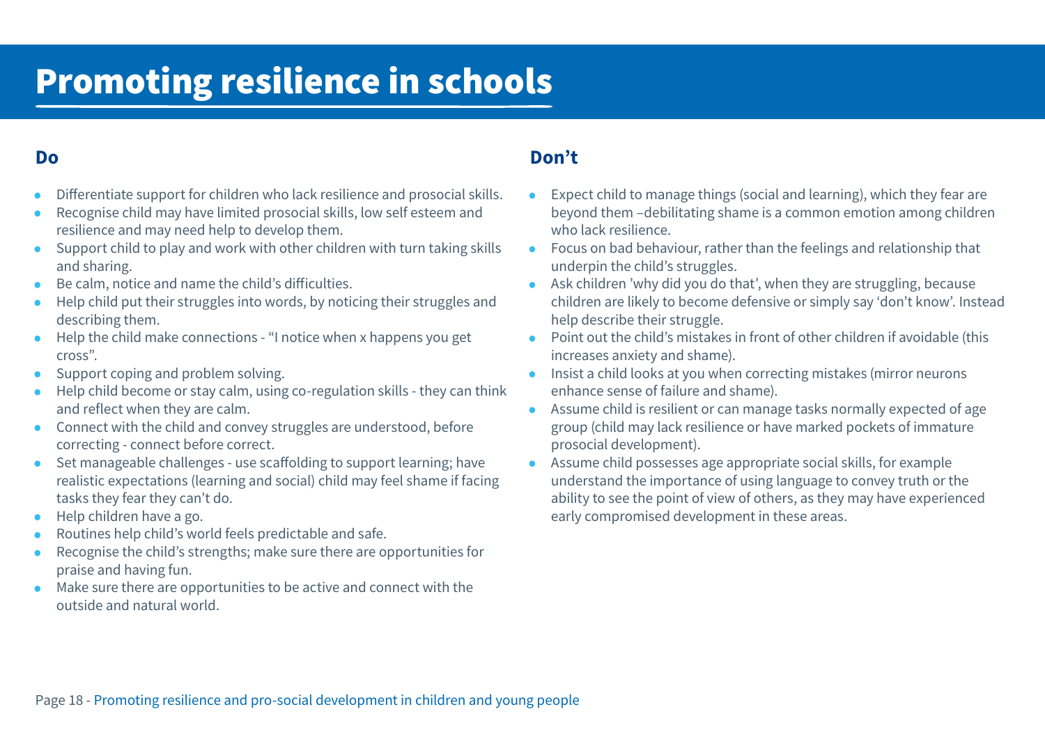# Promoting resilience in schools

## Do

- Differentiate support for children who lack resilience and prosocial skills.
- Recognise child may have limited prosocial skills, low self esteem and resilience and may need help to develop them.
- Support child to play and work with other children with turn taking skills and sharing.
- Be calm, notice and name the child's difficulties.
- Help child put their struggles into words, by noticing their struggles and describing them.
- Help the child make connections - "I notice when x happens you get cross".
- Support coping and problem solving.
- Help child become or stay calm, using co-regulation skills - they can think and reflect when they are calm.
- Connect with the child and convey struggles are understood, before correcting - connect before correct.
- Set manageable challenges - use scaffolding to support learning; have realistic expectations (learning and social) child may feel shame if facing tasks they fear they can't do.
- Help children have a go.
- Routines help child's world feels predictable and safe.
- Recognise the child's strengths; make sure there are opportunities for praise and having fun.
- Make sure there are opportunities to be active and connect with the outside and natural world.

## Don't

- Expect child to manage things (social and learning), which they fear are beyond them –debilitating shame is a common emotion among children who lack resilience.
- Focus on bad behaviour, rather than the feelings and relationship that underpin the child's struggles.
- Ask children 'why did you do that', when they are struggling, because children are likely to become defensive or simply say 'don't know'. Instead help describe their struggle.
- Point out the child's mistakes in front of other children if avoidable (this increases anxiety and shame).
- Insist a child looks at you when correcting mistakes (mirror neurons enhance sense of failure and shame).
- Assume child is resilient or can manage tasks normally expected of age group (child may lack resilience or have marked pockets of immature prosocial development).
- Assume child possesses age appropriate social skills, for example understand the importance of using language to convey truth or the ability to see the point of view of others, as they may have experienced early compromised development in these areas.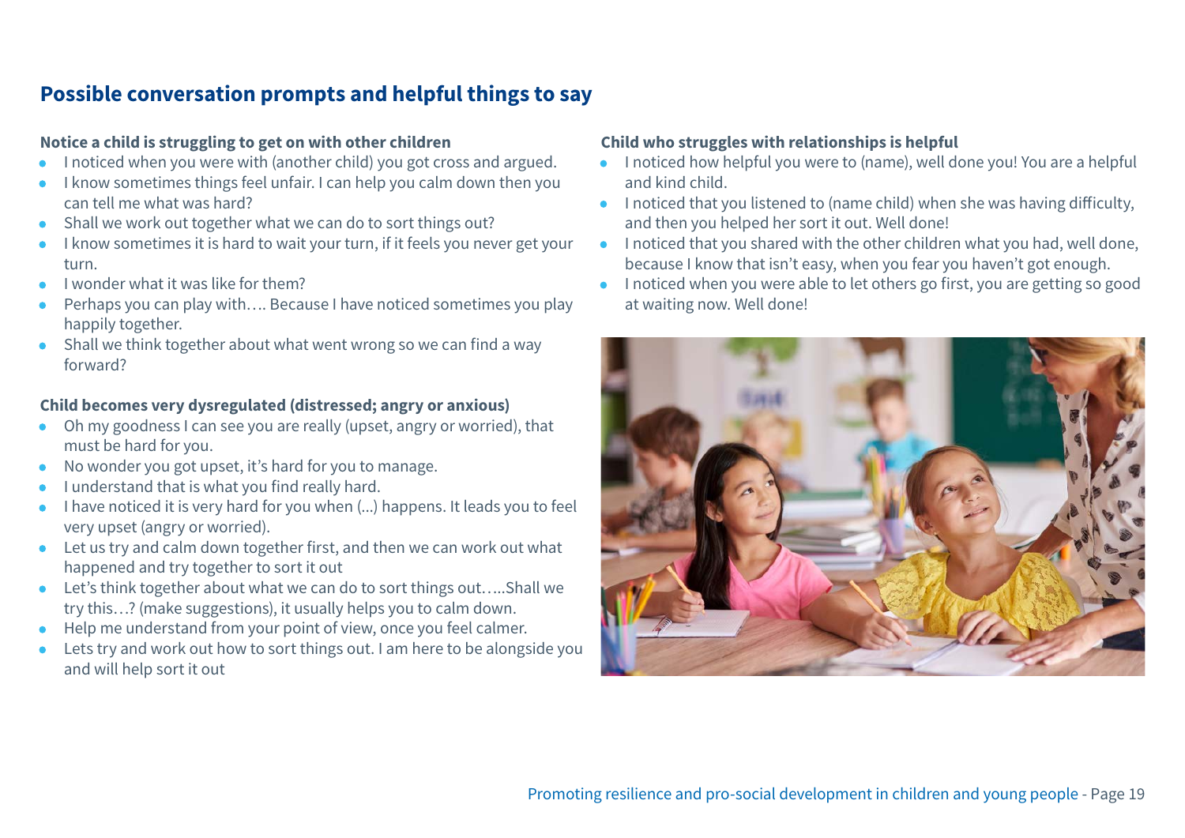## Possible conversation prompts and helpful things to say

**Notice a child is struggling to get on with other children**

- I noticed when you were with (another child) you got cross and argued.
- I know sometimes things feel unfair. I can help you calm down then you can tell me what was hard?
- Shall we work out together what we can do to sort things out?
- I know sometimes it is hard to wait your turn, if it feels you never get your turn.
- I wonder what it was like for them?
- Perhaps you can play with…. Because I have noticed sometimes you play happily together.
- Shall we think together about what went wrong so we can find a way forward?

**Child becomes very dysregulated (distressed; angry or anxious)**

- Oh my goodness I can see you are really (upset, angry or worried), that must be hard for you.
- No wonder you got upset, it's hard for you to manage.
- I understand that is what you find really hard.
- I have noticed it is very hard for you when (...) happens. It leads you to feel very upset (angry or worried).
- Let us try and calm down together first, and then we can work out what happened and try together to sort it out
- Let's think together about what we can do to sort things out…..Shall we try this…? (make suggestions), it usually helps you to calm down.
- Help me understand from your point of view, once you feel calmer.
- Lets try and work out how to sort things out. I am here to be alongside you and will help sort it out

**Child who struggles with relationships is helpful**

- I noticed how helpful you were to (name), well done you! You are a helpful and kind child.
- I noticed that you listened to (name child) when she was having difficulty, and then you helped her sort it out. Well done!
- I noticed that you shared with the other children what you had, well done, because I know that isn't easy, when you fear you haven't got enough.
- I noticed when you were able to let others go first, you are getting so good at waiting now. Well done!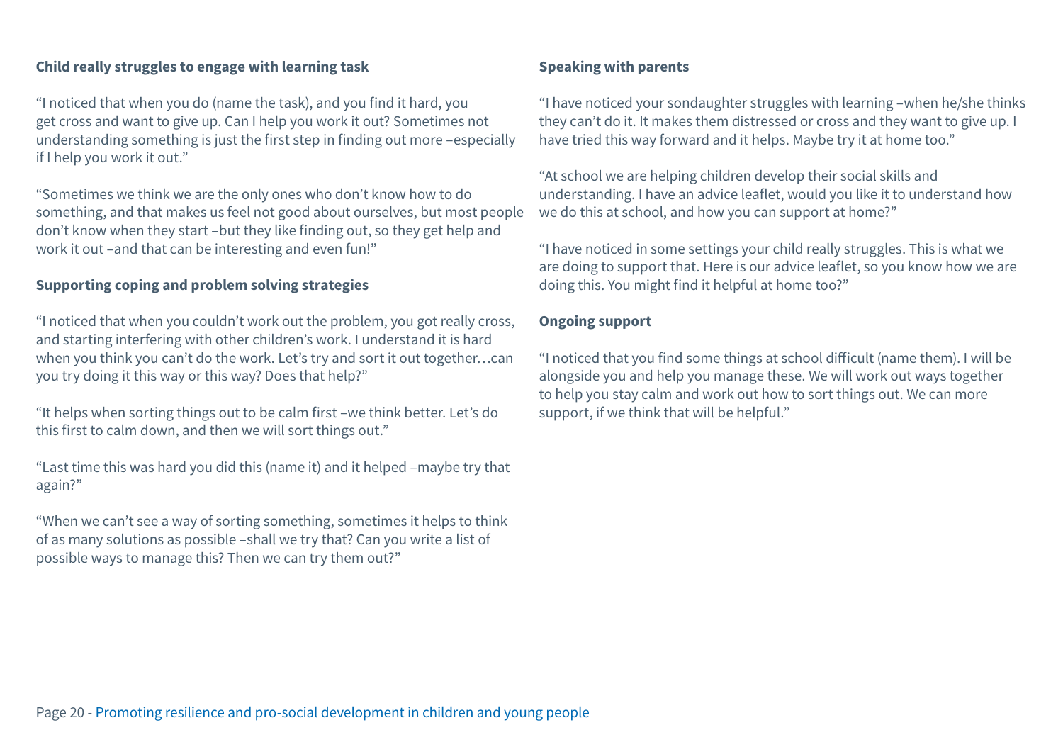**Child really struggles to engage with learning task**

"I noticed that when you do (name the task), and you find it hard, you get cross and want to give up. Can I help you work it out? Sometimes not understanding something is just the first step in finding out more –especially if I help you work it out."

"Sometimes we think we are the only ones who don't know how to do something, and that makes us feel not good about ourselves, but most people don't know when they start –but they like finding out, so they get help and work it out –and that can be interesting and even fun!"

**Supporting coping and problem solving strategies**

"I noticed that when you couldn't work out the problem, you got really cross, and starting interfering with other children's work. I understand it is hard when you think you can't do the work. Let's try and sort it out together…can you try doing it this way or this way? Does that help?"

"It helps when sorting things out to be calm first –we think better. Let's do this first to calm down, and then we will sort things out."

"Last time this was hard you did this (name it) and it helped –maybe try that again?"

"When we can't see a way of sorting something, sometimes it helps to think of as many solutions as possible –shall we try that? Can you write a list of possible ways to manage this? Then we can try them out?"

**Speaking with parents**

"I have noticed your sondaughter struggles with learning –when he/she thinks they can't do it. It makes them distressed or cross and they want to give up. I have tried this way forward and it helps. Maybe try it at home too."

"At school we are helping children develop their social skills and understanding. I have an advice leaflet, would you like it to understand how we do this at school, and how you can support at home?"

"I have noticed in some settings your child really struggles. This is what we are doing to support that. Here is our advice leaflet, so you know how we are doing this. You might find it helpful at home too?"

**Ongoing support**

"I noticed that you find some things at school difficult (name them). I will be alongside you and help you manage these. We will work out ways together to help you stay calm and work out how to sort things out. We can more support, if we think that will be helpful."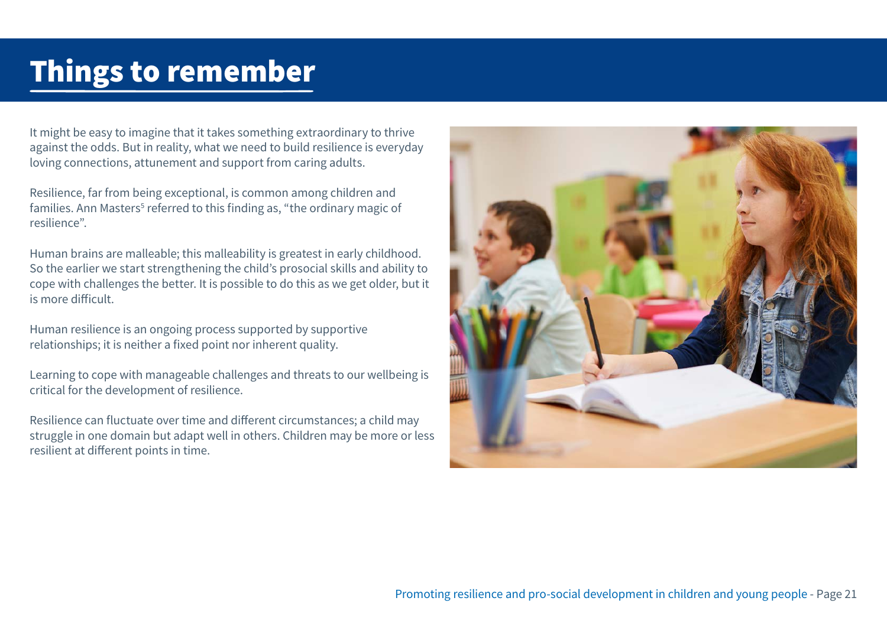# Things to remember

It might be easy to imagine that it takes something extraordinary to thrive against the odds. But in reality, what we need to build resilience is everyday loving connections, attunement and support from caring adults.

Resilience, far from being exceptional, is common among children and families. Ann Masters[5] referred to this finding as, “the ordinary magic of resilience”.

Human brains are malleable; this malleability is greatest in early childhood. So the earlier we start strengthening the child’s prosocial skills and ability to cope with challenges the better. It is possible to do this as we get older, but it is more difficult.

Human resilience is an ongoing process supported by supportive relationships; it is neither a fixed point nor inherent quality.

Learning to cope with manageable challenges and threats to our wellbeing is critical for the development of resilience.

Resilience can fluctuate over time and different circumstances; a child may struggle in one domain but adapt well in others. Children may be more or less resilient at different points in time.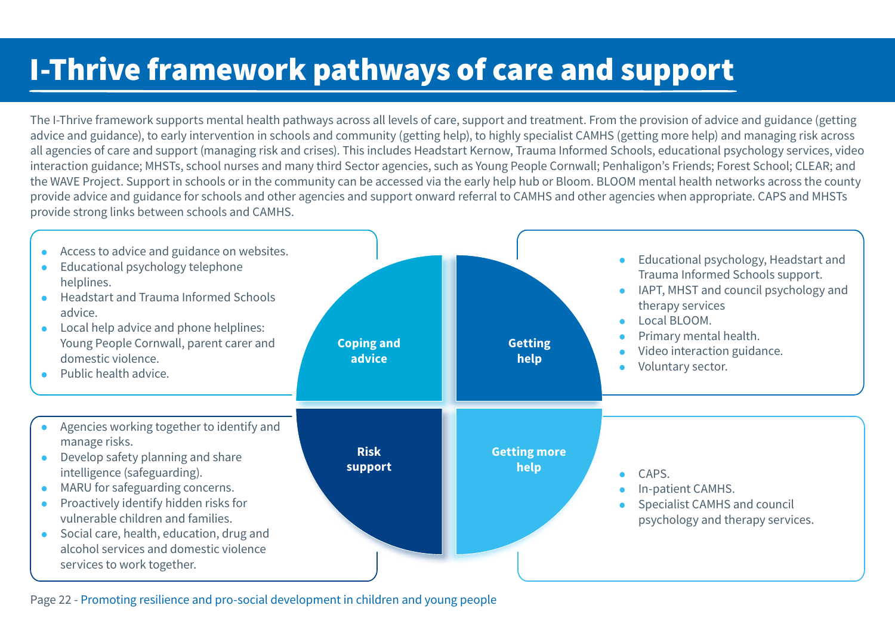# I-Thrive framework pathways of care and support

The I-Thrive framework supports mental health pathways across all levels of care, support and treatment. From the provision of advice and guidance (getting advice and guidance), to early intervention in schools and community (getting help), to highly specialist CAMHS (getting more help) and managing risk across all agencies of care and support (managing risk and crises). This includes Headstart Kernow, Trauma Informed Schools, educational psychology services, video interaction guidance; MHSTs, school nurses and many third Sector agencies, such as Young People Cornwall; Penhaligon's Friends; Forest School; CLEAR; and the WAVE Project. Support in schools or in the community can be accessed via the early help hub or Bloom. BLOOM mental health networks across the county provide advice and guidance for schools and other agencies and support onward referral to CAMHS and other agencies when appropriate. CAPS and MHSTs provide strong links between schools and CAMHS.

**Coping and advice**

- Access to advice and guidance on websites.
- Educational psychology telephone helplines.
- Headstart and Trauma Informed Schools advice.
- Local help advice and phone helplines: Young People Cornwall, parent carer and domestic violence.
- Public health advice.

**Getting help**

- Educational psychology, Headstart and Trauma Informed Schools support.
- IAPT, MHST and council psychology and therapy services
- Local BLOOM.
- Primary mental health.
- Video interaction guidance.
- Voluntary sector.

**Risk support**

- Agencies working together to identify and manage risks.
- Develop safety planning and share intelligence (safeguarding).
- MARU for safeguarding concerns.
- Proactively identify hidden risks for vulnerable children and families.
- Social care, health, education, drug and alcohol services and domestic violence services to work together.

**Getting more help**

- CAPS.
- In-patient CAMHS.
- Specialist CAMHS and council psychology and therapy services.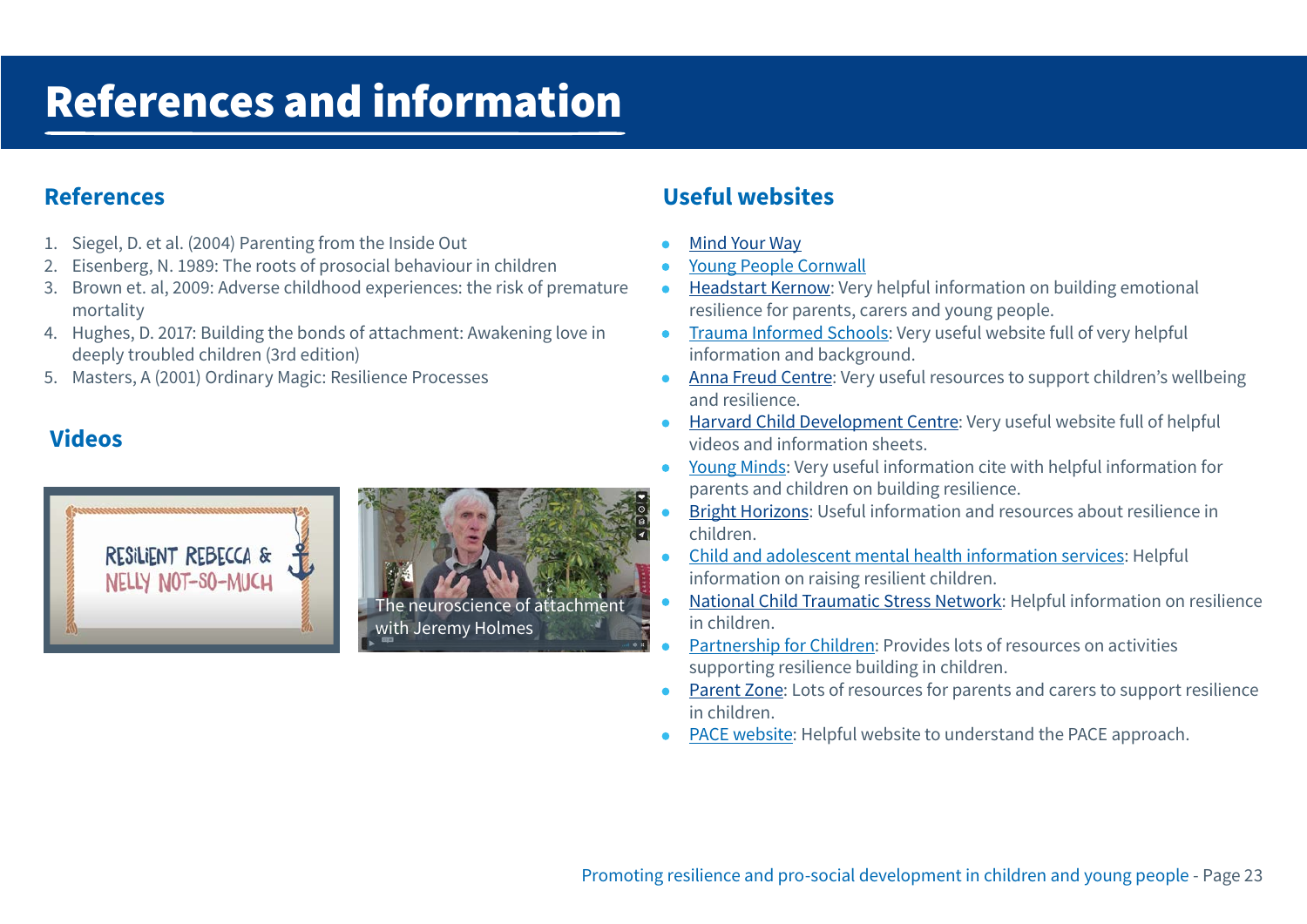# References and information

## References

1. Siegel, D. et al. (2004) Parenting from the Inside Out
2. Eisenberg, N. 1989: The roots of prosocial behaviour in children
3. Brown et. al, 2009: Adverse childhood experiences: the risk of premature mortality
4. Hughes, D. 2017: Building the bonds of attachment: Awakening love in deeply troubled children (3rd edition)
5. Masters, A (2001) Ordinary Magic: Resilience Processes

## Videos

RESILIENT REBECCA & NELLY NOT-SO-MUCH

The neuroscience of attachment with Jeremy Holmes

## Useful websites

- Mind Your Way
- Young People Cornwall
- Headstart Kernow: Very helpful information on building emotional resilience for parents, carers and young people.
- Trauma Informed Schools: Very useful website full of very helpful information and background.
- Anna Freud Centre: Very useful resources to support children's wellbeing and resilience.
- Harvard Child Development Centre: Very useful website full of helpful videos and information sheets.
- Young Minds: Very useful information cite with helpful information for parents and children on building resilience.
- Bright Horizons: Useful information and resources about resilience in children.
- Child and adolescent mental health information services: Helpful information on raising resilient children.
- National Child Traumatic Stress Network: Helpful information on resilience in children.
- Partnership for Children: Provides lots of resources on activities supporting resilience building in children.
- Parent Zone: Lots of resources for parents and carers to support resilience in children.
- PACE website: Helpful website to understand the PACE approach.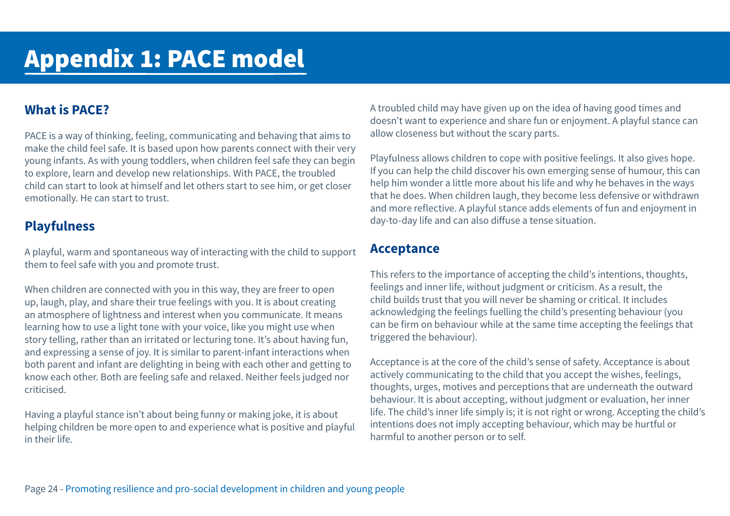# Appendix 1: PACE model

## What is PACE?

PACE is a way of thinking, feeling, communicating and behaving that aims to make the child feel safe. It is based upon how parents connect with their very young infants. As with young toddlers, when children feel safe they can begin to explore, learn and develop new relationships. With PACE, the troubled child can start to look at himself and let others start to see him, or get closer emotionally. He can start to trust.

## Playfulness

A playful, warm and spontaneous way of interacting with the child to support them to feel safe with you and promote trust.

When children are connected with you in this way, they are freer to open up, laugh, play, and share their true feelings with you. It is about creating an atmosphere of lightness and interest when you communicate. It means learning how to use a light tone with your voice, like you might use when story telling, rather than an irritated or lecturing tone. It's about having fun, and expressing a sense of joy. It is similar to parent-infant interactions when both parent and infant are delighting in being with each other and getting to know each other. Both are feeling safe and relaxed. Neither feels judged nor criticised.

Having a playful stance isn't about being funny or making joke, it is about helping children be more open to and experience what is positive and playful in their life.

A troubled child may have given up on the idea of having good times and doesn't want to experience and share fun or enjoyment. A playful stance can allow closeness but without the scary parts.

Playfulness allows children to cope with positive feelings. It also gives hope. If you can help the child discover his own emerging sense of humour, this can help him wonder a little more about his life and why he behaves in the ways that he does. When children laugh, they become less defensive or withdrawn and more reflective. A playful stance adds elements of fun and enjoyment in day-to-day life and can also diffuse a tense situation.

## Acceptance

This refers to the importance of accepting the child's intentions, thoughts, feelings and inner life, without judgment or criticism. As a result, the child builds trust that you will never be shaming or critical. It includes acknowledging the feelings fuelling the child's presenting behaviour (you can be firm on behaviour while at the same time accepting the feelings that triggered the behaviour).

Acceptance is at the core of the child's sense of safety. Acceptance is about actively communicating to the child that you accept the wishes, feelings, thoughts, urges, motives and perceptions that are underneath the outward behaviour. It is about accepting, without judgment or evaluation, her inner life. The child's inner life simply is; it is not right or wrong. Accepting the child's intentions does not imply accepting behaviour, which may be hurtful or harmful to another person or to self.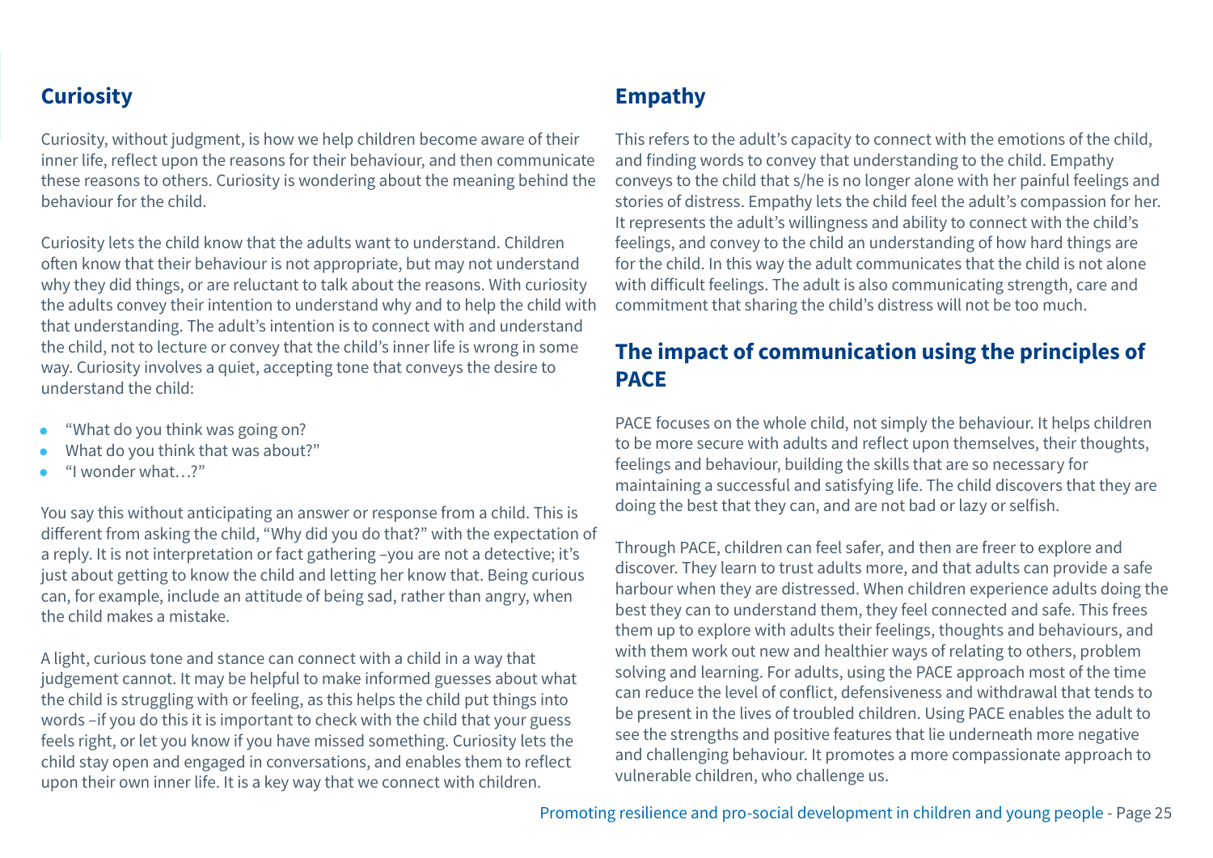## Curiosity

Curiosity, without judgment, is how we help children become aware of their inner life, reflect upon the reasons for their behaviour, and then communicate these reasons to others. Curiosity is wondering about the meaning behind the behaviour for the child.

Curiosity lets the child know that the adults want to understand. Children often know that their behaviour is not appropriate, but may not understand why they did things, or are reluctant to talk about the reasons. With curiosity the adults convey their intention to understand why and to help the child with that understanding. The adult's intention is to connect with and understand the child, not to lecture or convey that the child's inner life is wrong in some way. Curiosity involves a quiet, accepting tone that conveys the desire to understand the child:

- "What do you think was going on?
- What do you think that was about?"
- "I wonder what…?"

You say this without anticipating an answer or response from a child. This is different from asking the child, "Why did you do that?" with the expectation of a reply. It is not interpretation or fact gathering –you are not a detective; it's just about getting to know the child and letting her know that. Being curious can, for example, include an attitude of being sad, rather than angry, when the child makes a mistake.

A light, curious tone and stance can connect with a child in a way that judgement cannot. It may be helpful to make informed guesses about what the child is struggling with or feeling, as this helps the child put things into words –if you do this it is important to check with the child that your guess feels right, or let you know if you have missed something. Curiosity lets the child stay open and engaged in conversations, and enables them to reflect upon their own inner life. It is a key way that we connect with children.

## Empathy

This refers to the adult's capacity to connect with the emotions of the child, and finding words to convey that understanding to the child. Empathy conveys to the child that s/he is no longer alone with her painful feelings and stories of distress. Empathy lets the child feel the adult's compassion for her. It represents the adult's willingness and ability to connect with the child's feelings, and convey to the child an understanding of how hard things are for the child. In this way the adult communicates that the child is not alone with difficult feelings. The adult is also communicating strength, care and commitment that sharing the child's distress will not be too much.

## The impact of communication using the principles of PACE

PACE focuses on the whole child, not simply the behaviour. It helps children to be more secure with adults and reflect upon themselves, their thoughts, feelings and behaviour, building the skills that are so necessary for maintaining a successful and satisfying life. The child discovers that they are doing the best that they can, and are not bad or lazy or selfish.

Through PACE, children can feel safer, and then are freer to explore and discover. They learn to trust adults more, and that adults can provide a safe harbour when they are distressed. When children experience adults doing the best they can to understand them, they feel connected and safe. This frees them up to explore with adults their feelings, thoughts and behaviours, and with them work out new and healthier ways of relating to others, problem solving and learning. For adults, using the PACE approach most of the time can reduce the level of conflict, defensiveness and withdrawal that tends to be present in the lives of troubled children. Using PACE enables the adult to see the strengths and positive features that lie underneath more negative and challenging behaviour. It promotes a more compassionate approach to vulnerable children, who challenge us.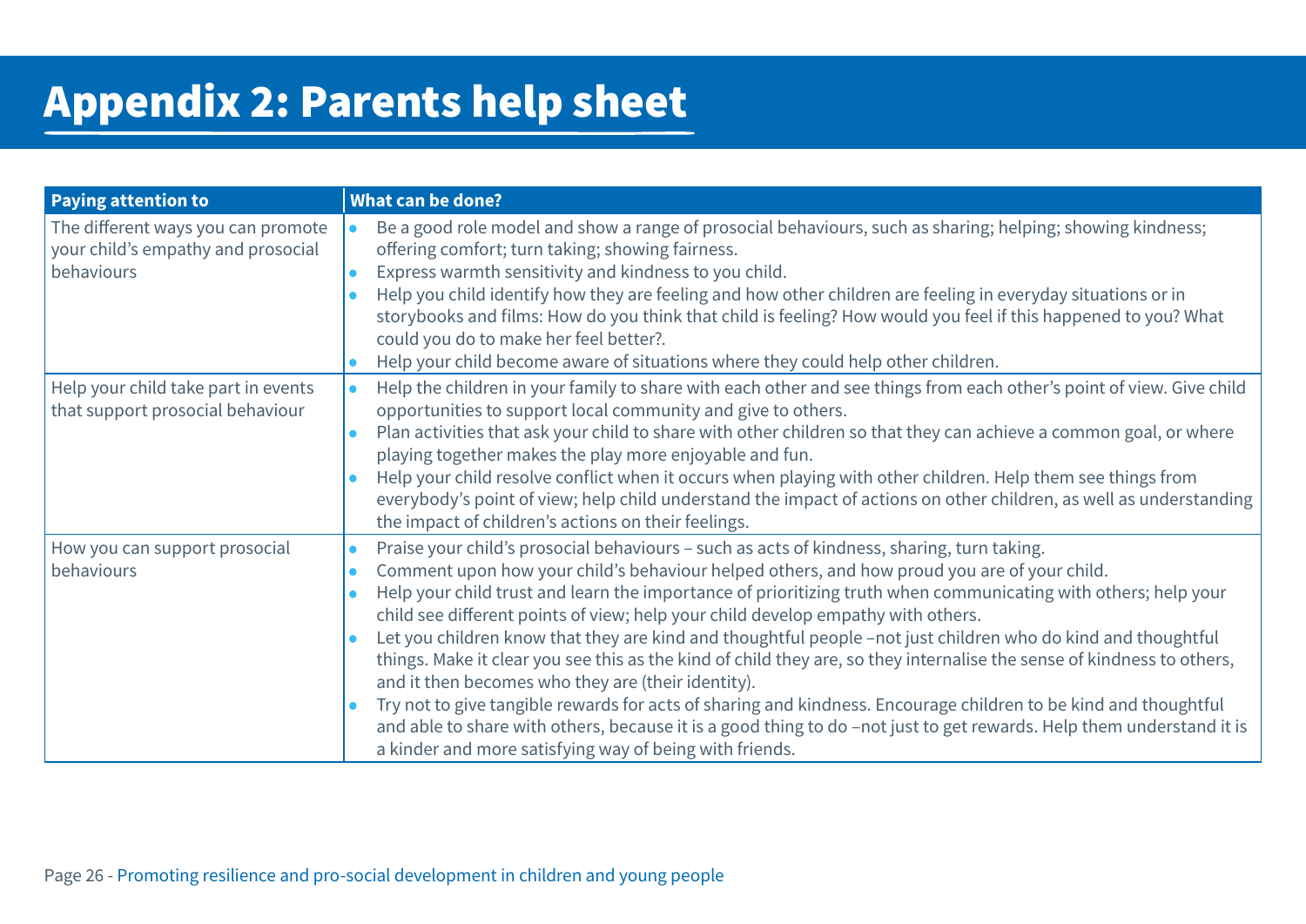# Appendix 2: Parents help sheet

| Paying attention to | What can be done? |
|---|---|
| The different ways you can promote your child's empathy and prosocial behaviours | • Be a good role model and show a range of prosocial behaviours, such as sharing; helping; showing kindness; offering comfort; turn taking; showing fairness.<br>• Express warmth sensitivity and kindness to you child.<br>• Help you child identify how they are feeling and how other children are feeling in everyday situations or in storybooks and films: How do you think that child is feeling? How would you feel if this happened to you? What could you do to make her feel better?.<br>• Help your child become aware of situations where they could help other children. |
| Help your child take part in events that support prosocial behaviour | • Help the children in your family to share with each other and see things from each other's point of view. Give child opportunities to support local community and give to others.<br>• Plan activities that ask your child to share with other children so that they can achieve a common goal, or where playing together makes the play more enjoyable and fun.<br>• Help your child resolve conflict when it occurs when playing with other children. Help them see things from everybody's point of view; help child understand the impact of actions on other children, as well as understanding the impact of children's actions on their feelings. |
| How you can support prosocial behaviours | • Praise your child's prosocial behaviours – such as acts of kindness, sharing, turn taking.<br>• Comment upon how your child's behaviour helped others, and how proud you are of your child.<br>• Help your child trust and learn the importance of prioritizing truth when communicating with others; help your child see different points of view; help your child develop empathy with others.<br>• Let you children know that they are kind and thoughtful people –not just children who do kind and thoughtful things. Make it clear you see this as the kind of child they are, so they internalise the sense of kindness to others, and it then becomes who they are (their identity).<br>• Try not to give tangible rewards for acts of sharing and kindness. Encourage children to be kind and thoughtful and able to share with others, because it is a good thing to do –not just to get rewards. Help them understand it is a kinder and more satisfying way of being with friends. |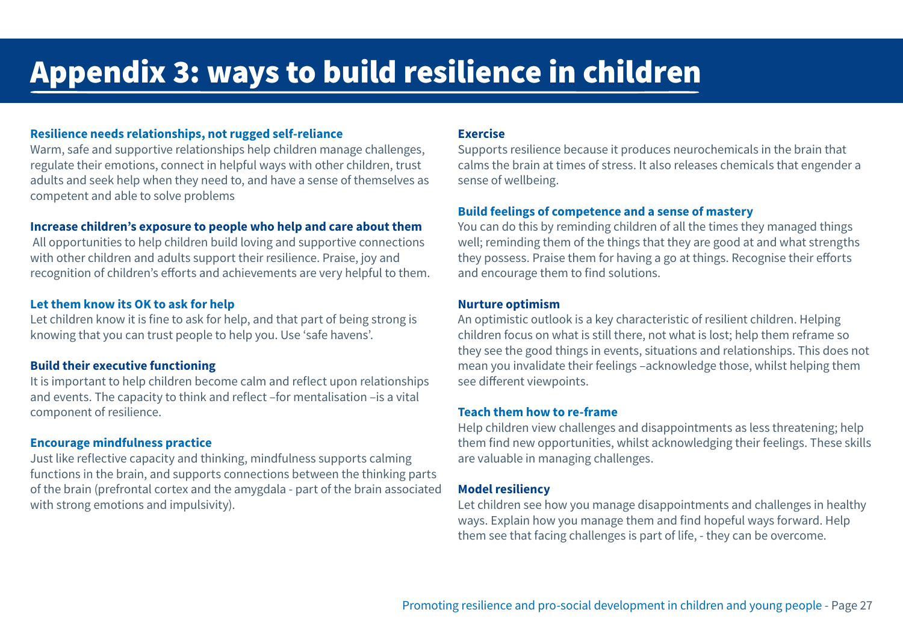# Appendix 3: ways to build resilience in children

**Resilience needs relationships, not rugged self-reliance**

Warm, safe and supportive relationships help children manage challenges, regulate their emotions, connect in helpful ways with other children, trust adults and seek help when they need to, and have a sense of themselves as competent and able to solve problems

**Increase children's exposure to people who help and care about them**

All opportunities to help children build loving and supportive connections with other children and adults support their resilience. Praise, joy and recognition of children's efforts and achievements are very helpful to them.

**Let them know its OK to ask for help**

Let children know it is fine to ask for help, and that part of being strong is knowing that you can trust people to help you. Use 'safe havens'.

**Build their executive functioning**

It is important to help children become calm and reflect upon relationships and events. The capacity to think and reflect –for mentalisation –is a vital component of resilience.

**Encourage mindfulness practice**

Just like reflective capacity and thinking, mindfulness supports calming functions in the brain, and supports connections between the thinking parts of the brain (prefrontal cortex and the amygdala - part of the brain associated with strong emotions and impulsivity).

**Exercise**

Supports resilience because it produces neurochemicals in the brain that calms the brain at times of stress. It also releases chemicals that engender a sense of wellbeing.

**Build feelings of competence and a sense of mastery**

You can do this by reminding children of all the times they managed things well; reminding them of the things that they are good at and what strengths they possess. Praise them for having a go at things. Recognise their efforts and encourage them to find solutions.

**Nurture optimism**

An optimistic outlook is a key characteristic of resilient children. Helping children focus on what is still there, not what is lost; help them reframe so they see the good things in events, situations and relationships. This does not mean you invalidate their feelings –acknowledge those, whilst helping them see different viewpoints.

**Teach them how to re-frame**

Help children view challenges and disappointments as less threatening; help them find new opportunities, whilst acknowledging their feelings. These skills are valuable in managing challenges.

**Model resiliency**

Let children see how you manage disappointments and challenges in healthy ways. Explain how you manage them and find hopeful ways forward. Help them see that facing challenges is part of life, - they can be overcome.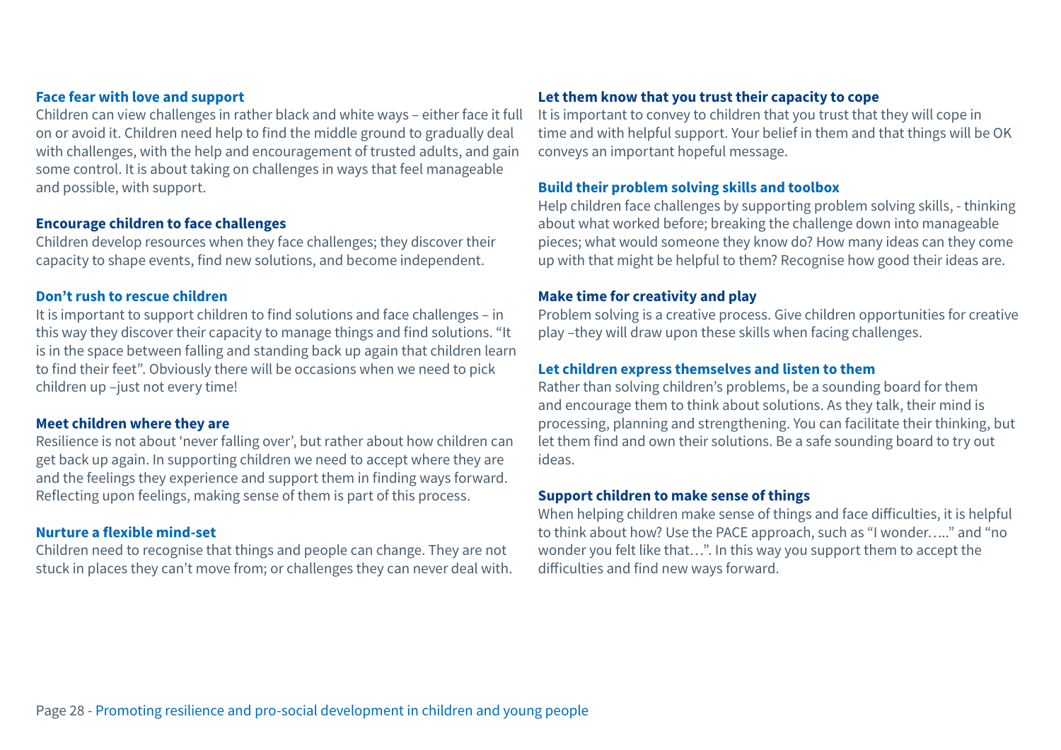### Face fear with love and support

Children can view challenges in rather black and white ways – either face it full on or avoid it. Children need help to find the middle ground to gradually deal with challenges, with the help and encouragement of trusted adults, and gain some control. It is about taking on challenges in ways that feel manageable and possible, with support.

### Encourage children to face challenges

Children develop resources when they face challenges; they discover their capacity to shape events, find new solutions, and become independent.

### Don't rush to rescue children

It is important to support children to find solutions and face challenges – in this way they discover their capacity to manage things and find solutions. "It is in the space between falling and standing back up again that children learn to find their feet". Obviously there will be occasions when we need to pick children up –just not every time!

### Meet children where they are

Resilience is not about 'never falling over', but rather about how children can get back up again. In supporting children we need to accept where they are and the feelings they experience and support them in finding ways forward. Reflecting upon feelings, making sense of them is part of this process.

### Nurture a flexible mind-set

Children need to recognise that things and people can change. They are not stuck in places they can't move from; or challenges they can never deal with.

### Let them know that you trust their capacity to cope

It is important to convey to children that you trust that they will cope in time and with helpful support. Your belief in them and that things will be OK conveys an important hopeful message.

### Build their problem solving skills and toolbox

Help children face challenges by supporting problem solving skills, - thinking about what worked before; breaking the challenge down into manageable pieces; what would someone they know do? How many ideas can they come up with that might be helpful to them? Recognise how good their ideas are.

### Make time for creativity and play

Problem solving is a creative process. Give children opportunities for creative play –they will draw upon these skills when facing challenges.

### Let children express themselves and listen to them

Rather than solving children's problems, be a sounding board for them and encourage them to think about solutions. As they talk, their mind is processing, planning and strengthening. You can facilitate their thinking, but let them find and own their solutions. Be a safe sounding board to try out ideas.

### Support children to make sense of things

When helping children make sense of things and face difficulties, it is helpful to think about how? Use the PACE approach, such as "I wonder….." and "no wonder you felt like that…". In this way you support them to accept the difficulties and find new ways forward.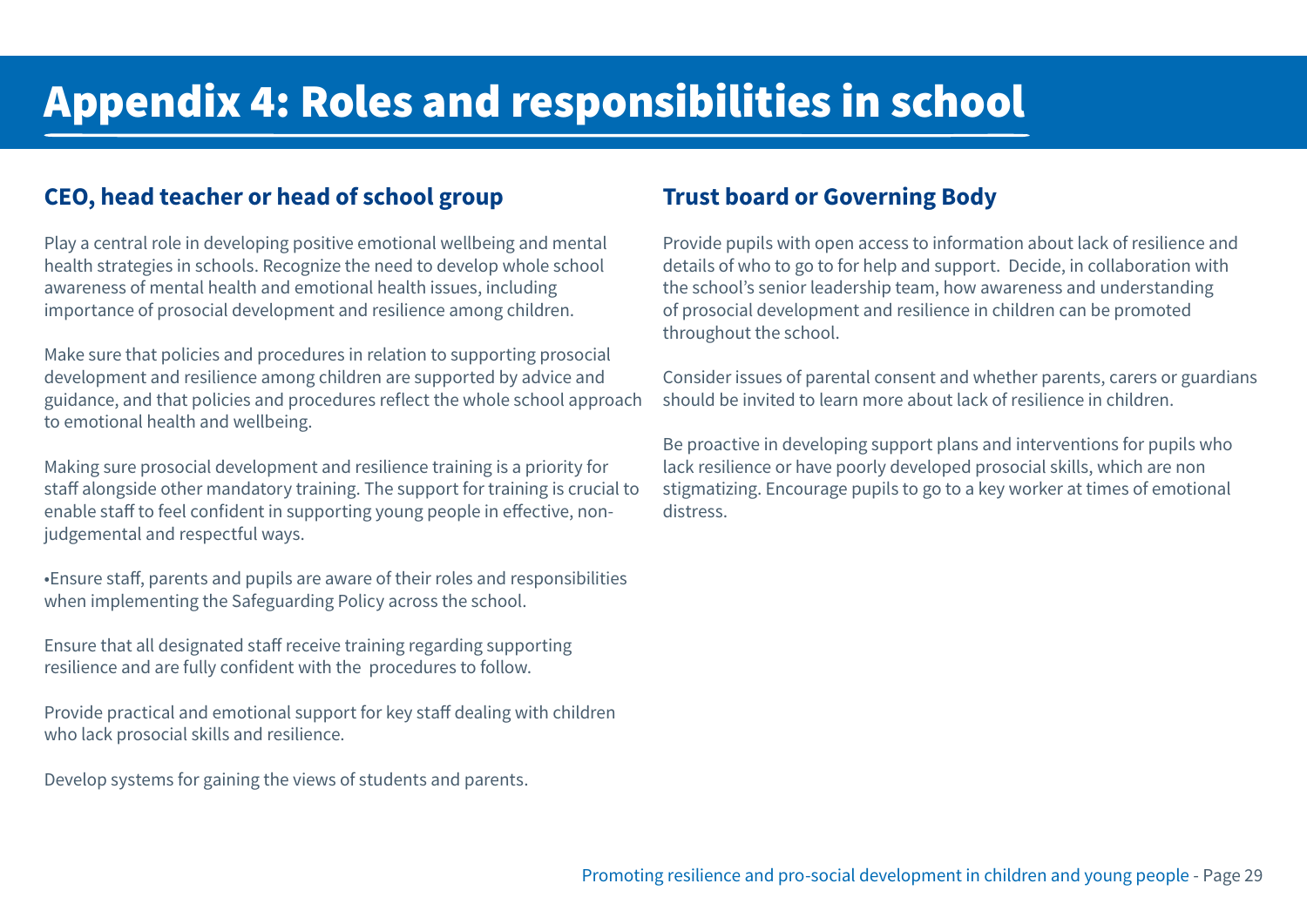# Appendix 4: Roles and responsibilities in school

## CEO, head teacher or head of school group

Play a central role in developing positive emotional wellbeing and mental health strategies in schools. Recognize the need to develop whole school awareness of mental health and emotional health issues, including importance of prosocial development and resilience among children.

Make sure that policies and procedures in relation to supporting prosocial development and resilience among children are supported by advice and guidance, and that policies and procedures reflect the whole school approach to emotional health and wellbeing.

Making sure prosocial development and resilience training is a priority for staff alongside other mandatory training. The support for training is crucial to enable staff to feel confident in supporting young people in effective, non-judgemental and respectful ways.

•Ensure staff, parents and pupils are aware of their roles and responsibilities when implementing the Safeguarding Policy across the school.

Ensure that all designated staff receive training regarding supporting resilience and are fully confident with the procedures to follow.

Provide practical and emotional support for key staff dealing with children who lack prosocial skills and resilience.

Develop systems for gaining the views of students and parents.

## Trust board or Governing Body

Provide pupils with open access to information about lack of resilience and details of who to go to for help and support. Decide, in collaboration with the school's senior leadership team, how awareness and understanding of prosocial development and resilience in children can be promoted throughout the school.

Consider issues of parental consent and whether parents, carers or guardians should be invited to learn more about lack of resilience in children.

Be proactive in developing support plans and interventions for pupils who lack resilience or have poorly developed prosocial skills, which are non stigmatizing. Encourage pupils to go to a key worker at times of emotional distress.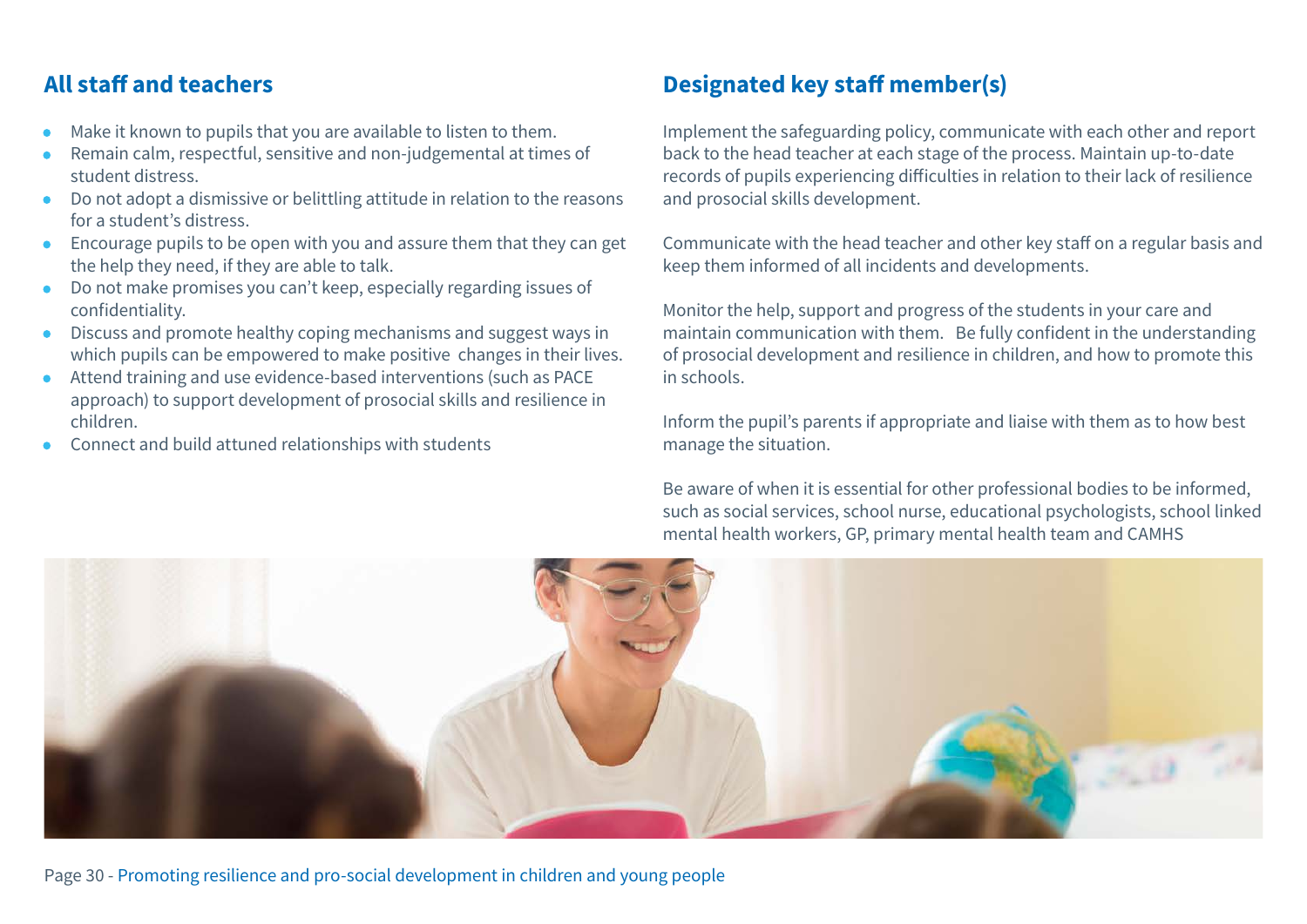## All staff and teachers

- Make it known to pupils that you are available to listen to them.
- Remain calm, respectful, sensitive and non-judgemental at times of student distress.
- Do not adopt a dismissive or belittling attitude in relation to the reasons for a student's distress.
- Encourage pupils to be open with you and assure them that they can get the help they need, if they are able to talk.
- Do not make promises you can't keep, especially regarding issues of confidentiality.
- Discuss and promote healthy coping mechanisms and suggest ways in which pupils can be empowered to make positive changes in their lives.
- Attend training and use evidence-based interventions (such as PACE approach) to support development of prosocial skills and resilience in children.
- Connect and build attuned relationships with students

## Designated key staff member(s)

Implement the safeguarding policy, communicate with each other and report back to the head teacher at each stage of the process. Maintain up-to-date records of pupils experiencing difficulties in relation to their lack of resilience and prosocial skills development.

Communicate with the head teacher and other key staff on a regular basis and keep them informed of all incidents and developments.

Monitor the help, support and progress of the students in your care and maintain communication with them. Be fully confident in the understanding of prosocial development and resilience in children, and how to promote this in schools.

Inform the pupil's parents if appropriate and liaise with them as to how best manage the situation.

Be aware of when it is essential for other professional bodies to be informed, such as social services, school nurse, educational psychologists, school linked mental health workers, GP, primary mental health team and CAMHS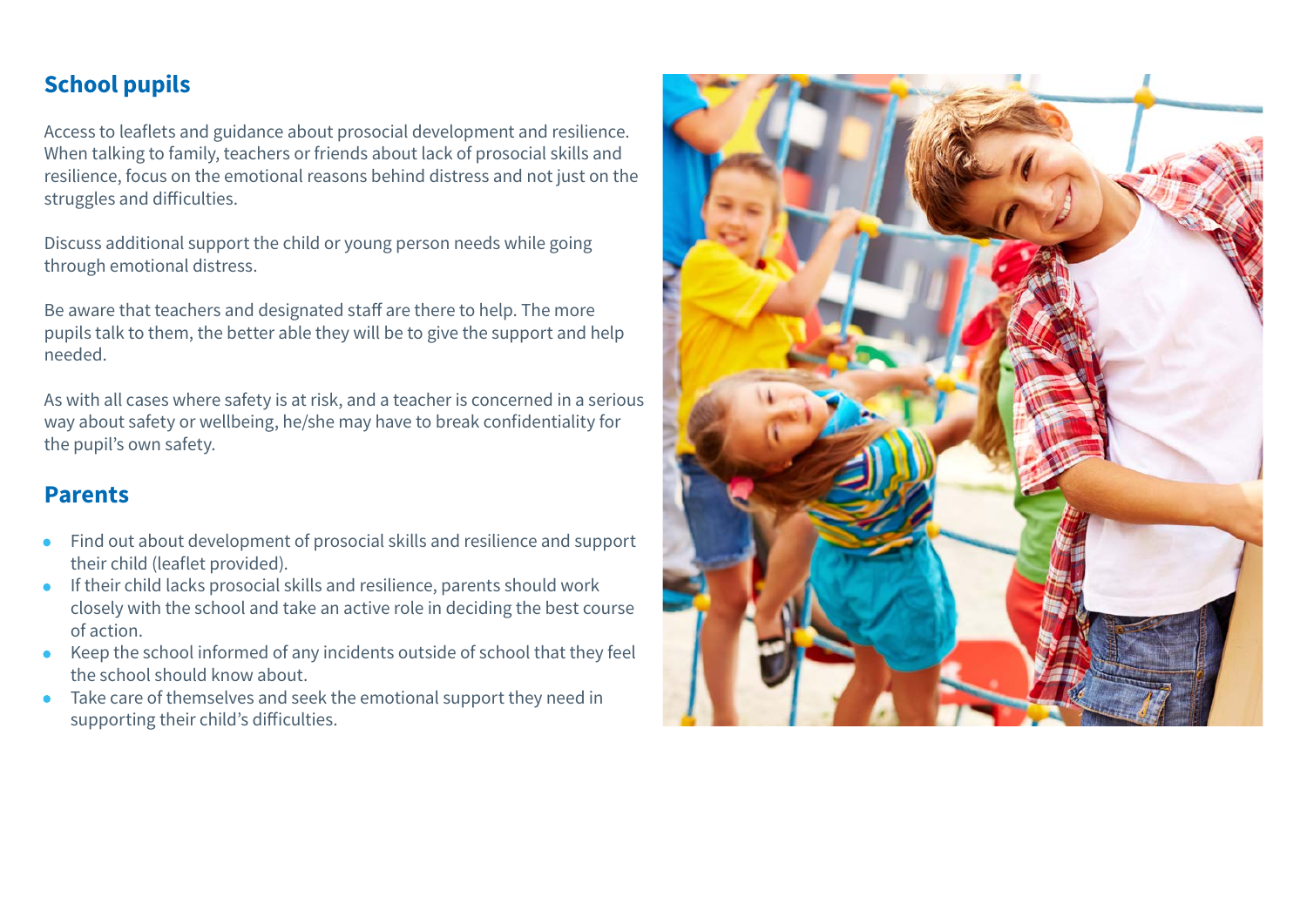## School pupils

Access to leaflets and guidance about prosocial development and resilience. When talking to family, teachers or friends about lack of prosocial skills and resilience, focus on the emotional reasons behind distress and not just on the struggles and difficulties.

Discuss additional support the child or young person needs while going through emotional distress.

Be aware that teachers and designated staff are there to help. The more pupils talk to them, the better able they will be to give the support and help needed.

As with all cases where safety is at risk, and a teacher is concerned in a serious way about safety or wellbeing, he/she may have to break confidentiality for the pupil's own safety.

## Parents

- Find out about development of prosocial skills and resilience and support their child (leaflet provided).
- If their child lacks prosocial skills and resilience, parents should work closely with the school and take an active role in deciding the best course of action.
- Keep the school informed of any incidents outside of school that they feel the school should know about.
- Take care of themselves and seek the emotional support they need in supporting their child's difficulties.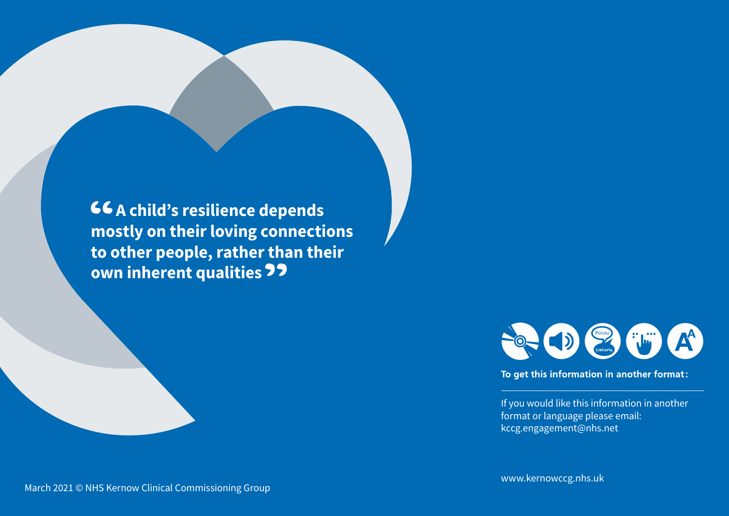**"A child's resilience depends mostly on their loving connections to other people, rather than their own inherent qualities"**

**To get this information in another format:**

If you would like this information in another format or language please email: kccg.engagement@nhs.net

www.kernowccg.nhs.uk

March 2021 © NHS Kernow Clinical Commissioning Group